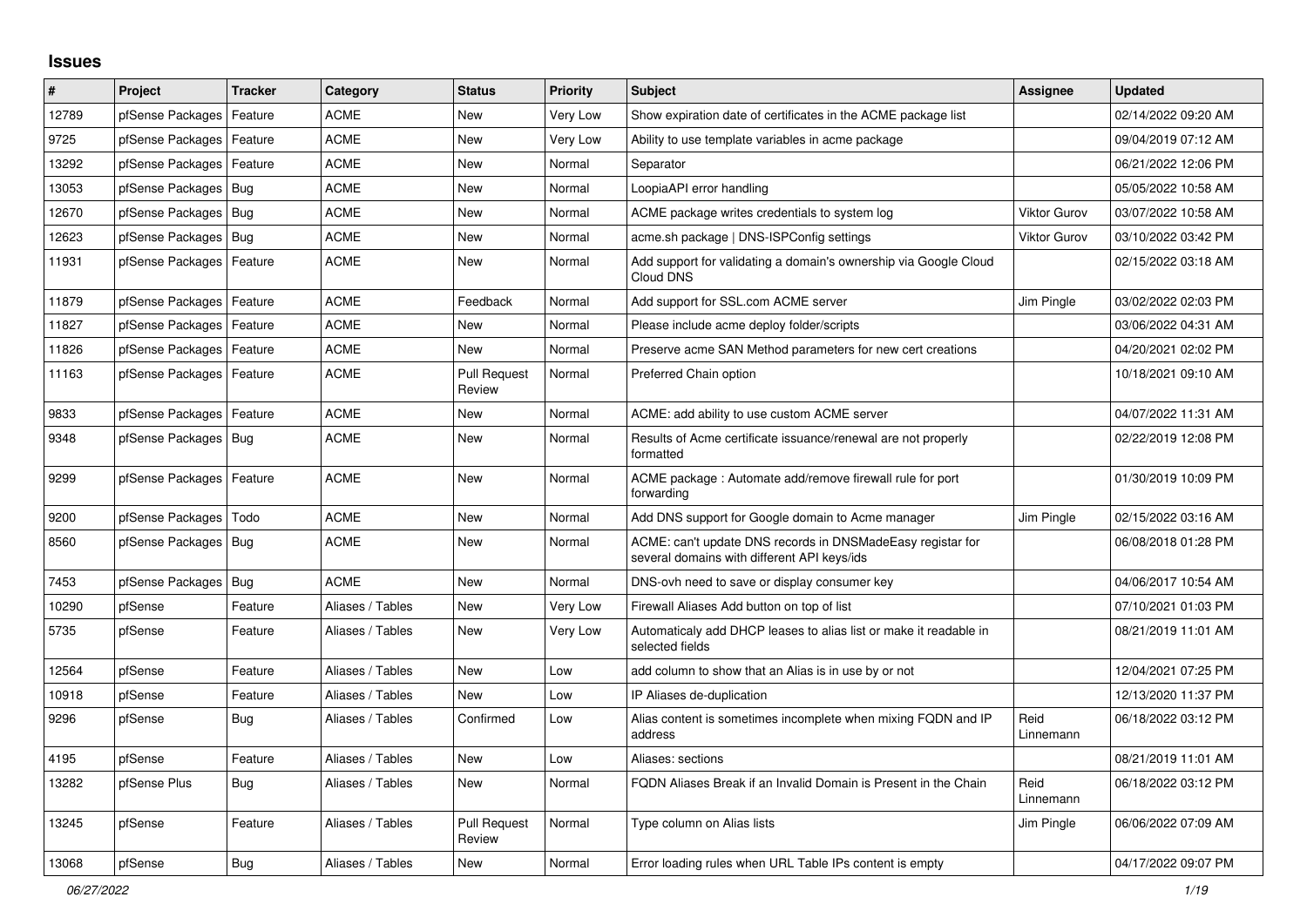# Issues

| # | Project | Tracker | Category | Status | Priority | Subject | Assignee | Updated |
|---|---|---|---|---|---|---|---|---|
| 12789 | pfSense Packages | Feature | ACME | New | Very Low | Show expiration date of certificates in the ACME package list | | 02/14/2022 09:20 AM |
| 9725 | pfSense Packages | Feature | ACME | New | Very Low | Ability to use template variables in acme package | | 09/04/2019 07:12 AM |
| 13292 | pfSense Packages | Feature | ACME | New | Normal | Separator | | 06/21/2022 12:06 PM |
| 13053 | pfSense Packages | Bug | ACME | New | Normal | LoopiaAPI error handling | | 05/05/2022 10:58 AM |
| 12670 | pfSense Packages | Bug | ACME | New | Normal | ACME package writes credentials to system log | Viktor Gurov | 03/07/2022 10:58 AM |
| 12623 | pfSense Packages | Bug | ACME | New | Normal | acme.sh package \| DNS-ISPConfig settings | Viktor Gurov | 03/10/2022 03:42 PM |
| 11931 | pfSense Packages | Feature | ACME | New | Normal | Add support for validating a domain's ownership via Google Cloud Cloud DNS | | 02/15/2022 03:18 AM |
| 11879 | pfSense Packages | Feature | ACME | Feedback | Normal | Add support for SSL.com ACME server | Jim Pingle | 03/02/2022 02:03 PM |
| 11827 | pfSense Packages | Feature | ACME | New | Normal | Please include acme deploy folder/scripts | | 03/06/2022 04:31 AM |
| 11826 | pfSense Packages | Feature | ACME | New | Normal | Preserve acme SAN Method parameters for new cert creations | | 04/20/2021 02:02 PM |
| 11163 | pfSense Packages | Feature | ACME | Pull Request Review | Normal | Preferred Chain option | | 10/18/2021 09:10 AM |
| 9833 | pfSense Packages | Feature | ACME | New | Normal | ACME: add ability to use custom ACME server | | 04/07/2022 11:31 AM |
| 9348 | pfSense Packages | Bug | ACME | New | Normal | Results of Acme certificate issuance/renewal are not properly formatted | | 02/22/2019 12:08 PM |
| 9299 | pfSense Packages | Feature | ACME | New | Normal | ACME package : Automate add/remove firewall rule for port forwarding | | 01/30/2019 10:09 PM |
| 9200 | pfSense Packages | Todo | ACME | New | Normal | Add DNS support for Google domain to Acme manager | Jim Pingle | 02/15/2022 03:16 AM |
| 8560 | pfSense Packages | Bug | ACME | New | Normal | ACME: can't update DNS records in DNSMadeEasy registar for several domains with different API keys/ids | | 06/08/2018 01:28 PM |
| 7453 | pfSense Packages | Bug | ACME | New | Normal | DNS-ovh need to save or display consumer key | | 04/06/2017 10:54 AM |
| 10290 | pfSense | Feature | Aliases / Tables | New | Very Low | Firewall Aliases Add button on top of list | | 07/10/2021 01:03 PM |
| 5735 | pfSense | Feature | Aliases / Tables | New | Very Low | Automaticaly add DHCP leases to alias list or make it readable in selected fields | | 08/21/2019 11:01 AM |
| 12564 | pfSense | Feature | Aliases / Tables | New | Low | add column to show that an Alias is in use by or not | | 12/04/2021 07:25 PM |
| 10918 | pfSense | Feature | Aliases / Tables | New | Low | IP Aliases de-duplication | | 12/13/2020 11:37 PM |
| 9296 | pfSense | Bug | Aliases / Tables | Confirmed | Low | Alias content is sometimes incomplete when mixing FQDN and IP address | Reid Linnemann | 06/18/2022 03:12 PM |
| 4195 | pfSense | Feature | Aliases / Tables | New | Low | Aliases: sections | | 08/21/2019 11:01 AM |
| 13282 | pfSense Plus | Bug | Aliases / Tables | New | Normal | FQDN Aliases Break if an Invalid Domain is Present in the Chain | Reid Linnemann | 06/18/2022 03:12 PM |
| 13245 | pfSense | Feature | Aliases / Tables | Pull Request Review | Normal | Type column on Alias lists | Jim Pingle | 06/06/2022 07:09 AM |
| 13068 | pfSense | Bug | Aliases / Tables | New | Normal | Error loading rules when URL Table IPs content is empty | | 04/17/2022 09:07 PM |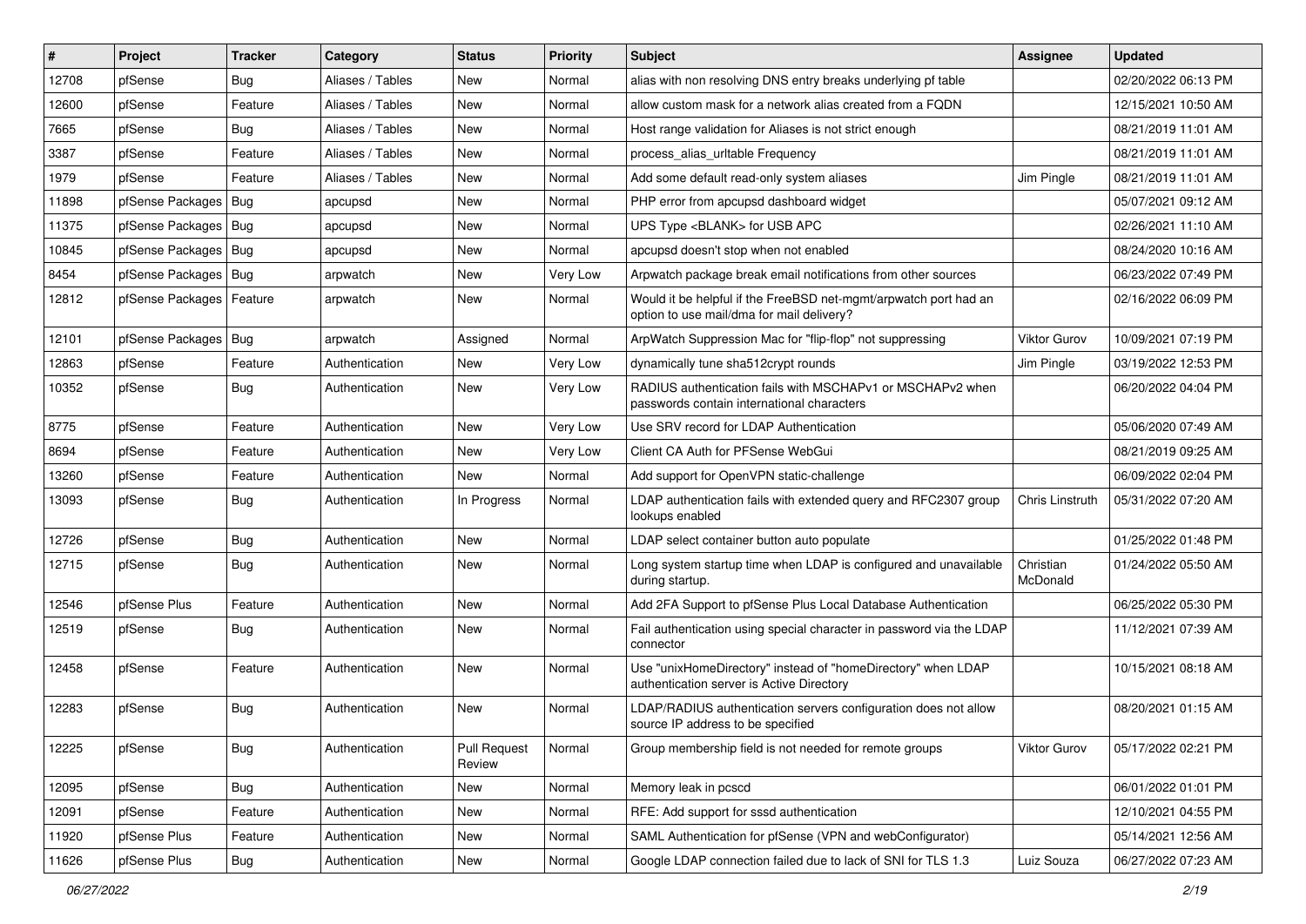| # | Project | Tracker | Category | Status | Priority | Subject | Assignee | Updated |
|---|---|---|---|---|---|---|---|---|
| 12708 | pfSense | Bug | Aliases / Tables | New | Normal | alias with non resolving DNS entry breaks underlying pf table | | 02/20/2022 06:13 PM |
| 12600 | pfSense | Feature | Aliases / Tables | New | Normal | allow custom mask for a network alias created from a FQDN | | 12/15/2021 10:50 AM |
| 7665 | pfSense | Bug | Aliases / Tables | New | Normal | Host range validation for Aliases is not strict enough | | 08/21/2019 11:01 AM |
| 3387 | pfSense | Feature | Aliases / Tables | New | Normal | process_alias_urltable Frequency | | 08/21/2019 11:01 AM |
| 1979 | pfSense | Feature | Aliases / Tables | New | Normal | Add some default read-only system aliases | Jim Pingle | 08/21/2019 11:01 AM |
| 11898 | pfSense Packages | Bug | apcupsd | New | Normal | PHP error from apcupsd dashboard widget | | 05/07/2021 09:12 AM |
| 11375 | pfSense Packages | Bug | apcupsd | New | Normal | UPS Type <BLANK> for USB APC | | 02/26/2021 11:10 AM |
| 10845 | pfSense Packages | Bug | apcupsd | New | Normal | apcupsd doesn't stop when not enabled | | 08/24/2020 10:16 AM |
| 8454 | pfSense Packages | Bug | arpwatch | New | Very Low | Arpwatch package break email notifications from other sources | | 06/23/2022 07:49 PM |
| 12812 | pfSense Packages | Feature | arpwatch | New | Normal | Would it be helpful if the FreeBSD net-mgmt/arpwatch port had an option to use mail/dma for mail delivery? | | 02/16/2022 06:09 PM |
| 12101 | pfSense Packages | Bug | arpwatch | Assigned | Normal | ArpWatch Suppression Mac for "flip-flop" not suppressing | Viktor Gurov | 10/09/2021 07:19 PM |
| 12863 | pfSense | Feature | Authentication | New | Very Low | dynamically tune sha512crypt rounds | Jim Pingle | 03/19/2022 12:53 PM |
| 10352 | pfSense | Bug | Authentication | New | Very Low | RADIUS authentication fails with MSCHAPv1 or MSCHAPv2 when passwords contain international characters | | 06/20/2022 04:04 PM |
| 8775 | pfSense | Feature | Authentication | New | Very Low | Use SRV record for LDAP Authentication | | 05/06/2020 07:49 AM |
| 8694 | pfSense | Feature | Authentication | New | Very Low | Client CA Auth for PFSense WebGui | | 08/21/2019 09:25 AM |
| 13260 | pfSense | Feature | Authentication | New | Normal | Add support for OpenVPN static-challenge | | 06/09/2022 02:04 PM |
| 13093 | pfSense | Bug | Authentication | In Progress | Normal | LDAP authentication fails with extended query and RFC2307 group lookups enabled | Chris Linstruth | 05/31/2022 07:20 AM |
| 12726 | pfSense | Bug | Authentication | New | Normal | LDAP select container button auto populate | | 01/25/2022 01:48 PM |
| 12715 | pfSense | Bug | Authentication | New | Normal | Long system startup time when LDAP is configured and unavailable during startup. | Christian McDonald | 01/24/2022 05:50 AM |
| 12546 | pfSense Plus | Feature | Authentication | New | Normal | Add 2FA Support to pfSense Plus Local Database Authentication | | 06/25/2022 05:30 PM |
| 12519 | pfSense | Bug | Authentication | New | Normal | Fail authentication using special character in password via the LDAP connector | | 11/12/2021 07:39 AM |
| 12458 | pfSense | Feature | Authentication | New | Normal | Use "unixHomeDirectory" instead of "homeDirectory" when LDAP authentication server is Active Directory | | 10/15/2021 08:18 AM |
| 12283 | pfSense | Bug | Authentication | New | Normal | LDAP/RADIUS authentication servers configuration does not allow source IP address to be specified | | 08/20/2021 01:15 AM |
| 12225 | pfSense | Bug | Authentication | Pull Request Review | Normal | Group membership field is not needed for remote groups | Viktor Gurov | 05/17/2022 02:21 PM |
| 12095 | pfSense | Bug | Authentication | New | Normal | Memory leak in pcscd | | 06/01/2022 01:01 PM |
| 12091 | pfSense | Feature | Authentication | New | Normal | RFE: Add support for sssd authentication | | 12/10/2021 04:55 PM |
| 11920 | pfSense Plus | Feature | Authentication | New | Normal | SAML Authentication for pfSense (VPN and webConfigurator) | | 05/14/2021 12:56 AM |
| 11626 | pfSense Plus | Bug | Authentication | New | Normal | Google LDAP connection failed due to lack of SNI for TLS 1.3 | Luiz Souza | 06/27/2022 07:23 AM |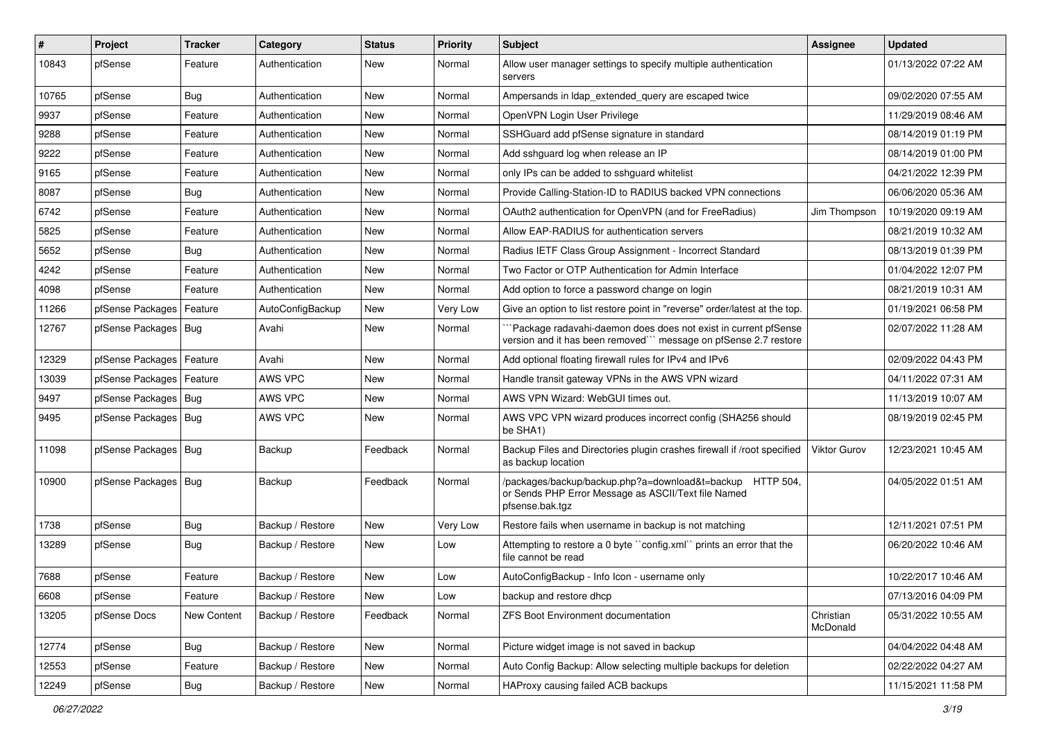| # | Project | Tracker | Category | Status | Priority | Subject | Assignee | Updated |
|---|---|---|---|---|---|---|---|---|
| 10843 | pfSense | Feature | Authentication | New | Normal | Allow user manager settings to specify multiple authentication servers | | 01/13/2022 07:22 AM |
| 10765 | pfSense | Bug | Authentication | New | Normal | Ampersands in ldap_extended_query are escaped twice | | 09/02/2020 07:55 AM |
| 9937 | pfSense | Feature | Authentication | New | Normal | OpenVPN Login User Privilege | | 11/29/2019 08:46 AM |
| 9288 | pfSense | Feature | Authentication | New | Normal | SSHGuard add pfSense signature in standard | | 08/14/2019 01:19 PM |
| 9222 | pfSense | Feature | Authentication | New | Normal | Add sshguard log when release an IP | | 08/14/2019 01:00 PM |
| 9165 | pfSense | Feature | Authentication | New | Normal | only IPs can be added to sshguard whitelist | | 04/21/2022 12:39 PM |
| 8087 | pfSense | Bug | Authentication | New | Normal | Provide Calling-Station-ID to RADIUS backed VPN connections | | 06/06/2020 05:36 AM |
| 6742 | pfSense | Feature | Authentication | New | Normal | OAuth2 authentication for OpenVPN (and for FreeRadius) | Jim Thompson | 10/19/2020 09:19 AM |
| 5825 | pfSense | Feature | Authentication | New | Normal | Allow EAP-RADIUS for authentication servers | | 08/21/2019 10:32 AM |
| 5652 | pfSense | Bug | Authentication | New | Normal | Radius IETF Class Group Assignment - Incorrect Standard | | 08/13/2019 01:39 PM |
| 4242 | pfSense | Feature | Authentication | New | Normal | Two Factor or OTP Authentication for Admin Interface | | 01/04/2022 12:07 PM |
| 4098 | pfSense | Feature | Authentication | New | Normal | Add option to force a password change on login | | 08/21/2019 10:31 AM |
| 11266 | pfSense Packages | Feature | AutoConfigBackup | New | Very Low | Give an option to list restore point in "reverse" order/latest at the top. | | 01/19/2021 06:58 PM |
| 12767 | pfSense Packages | Bug | Avahi | New | Normal | ```Package radavahi-daemon does does not exist in current pfSense version and it has been removed``` message on pfSense 2.7 restore | | 02/07/2022 11:28 AM |
| 12329 | pfSense Packages | Feature | Avahi | New | Normal | Add optional floating firewall rules for IPv4 and IPv6 | | 02/09/2022 04:43 PM |
| 13039 | pfSense Packages | Feature | AWS VPC | New | Normal | Handle transit gateway VPNs in the AWS VPN wizard | | 04/11/2022 07:31 AM |
| 9497 | pfSense Packages | Bug | AWS VPC | New | Normal | AWS VPN Wizard: WebGUI times out. | | 11/13/2019 10:07 AM |
| 9495 | pfSense Packages | Bug | AWS VPC | New | Normal | AWS VPC VPN wizard produces incorrect config (SHA256 should be SHA1) | | 08/19/2019 02:45 PM |
| 11098 | pfSense Packages | Bug | Backup | Feedback | Normal | Backup Files and Directories plugin crashes firewall if /root specified as backup location | Viktor Gurov | 12/23/2021 10:45 AM |
| 10900 | pfSense Packages | Bug | Backup | Feedback | Normal | /packages/backup/backup.php?a=download&t=backup HTTP 504, or Sends PHP Error Message as ASCII/Text file Named pfsense.bak.tgz | | 04/05/2022 01:51 AM |
| 1738 | pfSense | Bug | Backup / Restore | New | Very Low | Restore fails when username in backup is not matching | | 12/11/2021 07:51 PM |
| 13289 | pfSense | Bug | Backup / Restore | New | Low | Attempting to restore a 0 byte ``config.xml`` prints an error that the file cannot be read | | 06/20/2022 10:46 AM |
| 7688 | pfSense | Feature | Backup / Restore | New | Low | AutoConfigBackup - Info Icon - username only | | 10/22/2017 10:46 AM |
| 6608 | pfSense | Feature | Backup / Restore | New | Low | backup and restore dhcp | | 07/13/2016 04:09 PM |
| 13205 | pfSense Docs | New Content | Backup / Restore | Feedback | Normal | ZFS Boot Environment documentation | Christian McDonald | 05/31/2022 10:55 AM |
| 12774 | pfSense | Bug | Backup / Restore | New | Normal | Picture widget image is not saved in backup | | 04/04/2022 04:48 AM |
| 12553 | pfSense | Feature | Backup / Restore | New | Normal | Auto Config Backup: Allow selecting multiple backups for deletion | | 02/22/2022 04:27 AM |
| 12249 | pfSense | Bug | Backup / Restore | New | Normal | HAProxy causing failed ACB backups | | 11/15/2021 11:58 PM |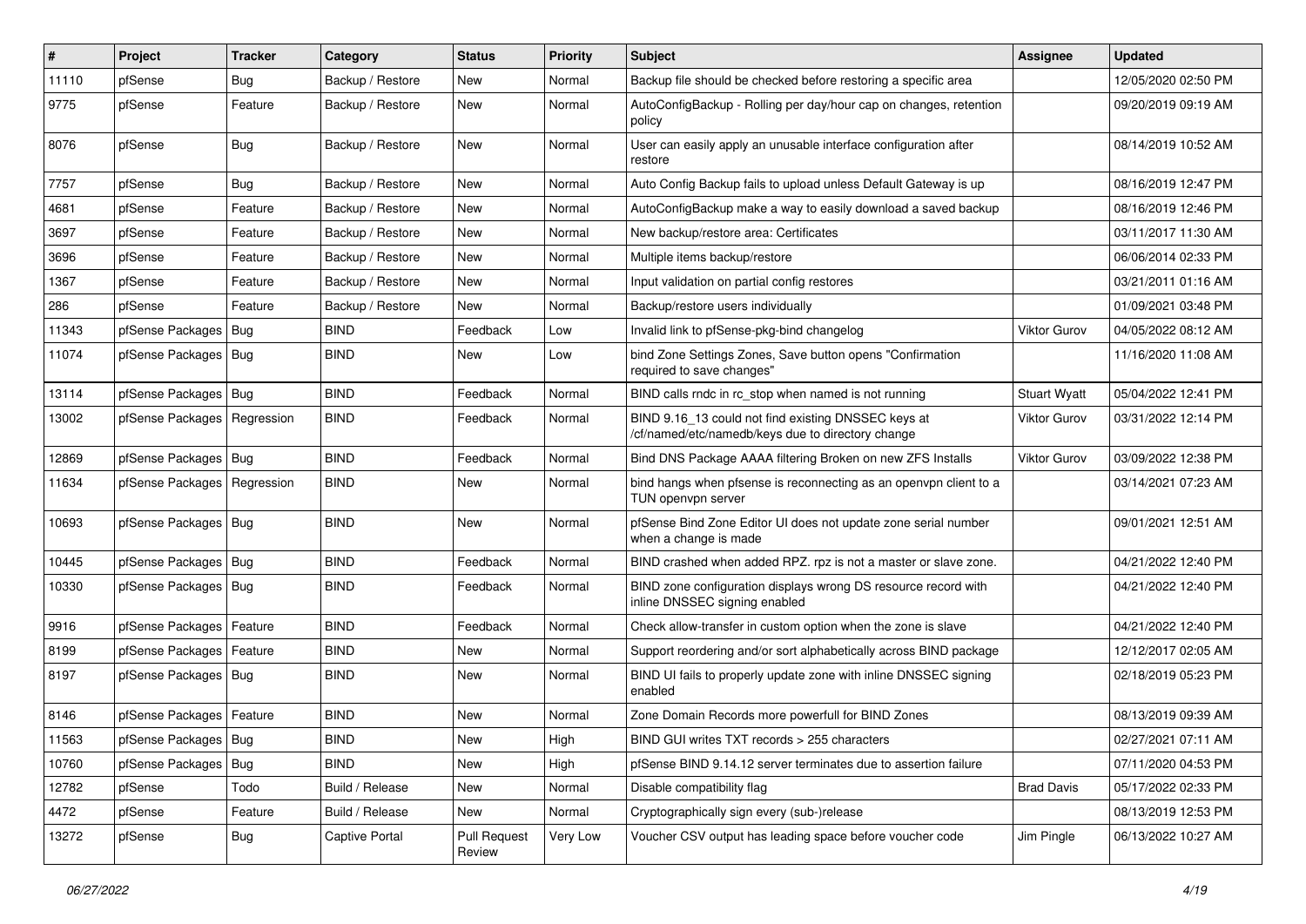| # | Project | Tracker | Category | Status | Priority | Subject | Assignee | Updated |
|---|---|---|---|---|---|---|---|---|
| 11110 | pfSense | Bug | Backup / Restore | New | Normal | Backup file should be checked before restoring a specific area | | 12/05/2020 02:50 PM |
| 9775 | pfSense | Feature | Backup / Restore | New | Normal | AutoConfigBackup - Rolling per day/hour cap on changes, retention policy | | 09/20/2019 09:19 AM |
| 8076 | pfSense | Bug | Backup / Restore | New | Normal | User can easily apply an unusable interface configuration after restore | | 08/14/2019 10:52 AM |
| 7757 | pfSense | Bug | Backup / Restore | New | Normal | Auto Config Backup fails to upload unless Default Gateway is up | | 08/16/2019 12:47 PM |
| 4681 | pfSense | Feature | Backup / Restore | New | Normal | AutoConfigBackup make a way to easily download a saved backup | | 08/16/2019 12:46 PM |
| 3697 | pfSense | Feature | Backup / Restore | New | Normal | New backup/restore area: Certificates | | 03/11/2017 11:30 AM |
| 3696 | pfSense | Feature | Backup / Restore | New | Normal | Multiple items backup/restore | | 06/06/2014 02:33 PM |
| 1367 | pfSense | Feature | Backup / Restore | New | Normal | Input validation on partial config restores | | 03/21/2011 01:16 AM |
| 286 | pfSense | Feature | Backup / Restore | New | Normal | Backup/restore users individually | | 01/09/2021 03:48 PM |
| 11343 | pfSense Packages | Bug | BIND | Feedback | Low | Invalid link to pfSense-pkg-bind changelog | Viktor Gurov | 04/05/2022 08:12 AM |
| 11074 | pfSense Packages | Bug | BIND | New | Low | bind Zone Settings Zones, Save button opens "Confirmation required to save changes" | | 11/16/2020 11:08 AM |
| 13114 | pfSense Packages | Bug | BIND | Feedback | Normal | BIND calls rndc in rc_stop when named is not running | Stuart Wyatt | 05/04/2022 12:41 PM |
| 13002 | pfSense Packages | Regression | BIND | Feedback | Normal | BIND 9.16_13 could not find existing DNSSEC keys at /cf/named/etc/namedb/keys due to directory change | Viktor Gurov | 03/31/2022 12:14 PM |
| 12869 | pfSense Packages | Bug | BIND | Feedback | Normal | Bind DNS Package AAAA filtering Broken on new ZFS Installs | Viktor Gurov | 03/09/2022 12:38 PM |
| 11634 | pfSense Packages | Regression | BIND | New | Normal | bind hangs when pfsense is reconnecting as an openvpn client to a TUN openvpn server | | 03/14/2021 07:23 AM |
| 10693 | pfSense Packages | Bug | BIND | New | Normal | pfSense Bind Zone Editor UI does not update zone serial number when a change is made | | 09/01/2021 12:51 AM |
| 10445 | pfSense Packages | Bug | BIND | Feedback | Normal | BIND crashed when added RPZ. rpz is not a master or slave zone. | | 04/21/2022 12:40 PM |
| 10330 | pfSense Packages | Bug | BIND | Feedback | Normal | BIND zone configuration displays wrong DS resource record with inline DNSSEC signing enabled | | 04/21/2022 12:40 PM |
| 9916 | pfSense Packages | Feature | BIND | Feedback | Normal | Check allow-transfer in custom option when the zone is slave | | 04/21/2022 12:40 PM |
| 8199 | pfSense Packages | Feature | BIND | New | Normal | Support reordering and/or sort alphabetically across BIND package | | 12/12/2017 02:05 AM |
| 8197 | pfSense Packages | Bug | BIND | New | Normal | BIND UI fails to properly update zone with inline DNSSEC signing enabled | | 02/18/2019 05:23 PM |
| 8146 | pfSense Packages | Feature | BIND | New | Normal | Zone Domain Records more powerfull for BIND Zones | | 08/13/2019 09:39 AM |
| 11563 | pfSense Packages | Bug | BIND | New | High | BIND GUI writes TXT records > 255 characters | | 02/27/2021 07:11 AM |
| 10760 | pfSense Packages | Bug | BIND | New | High | pfSense BIND 9.14.12 server terminates due to assertion failure | | 07/11/2020 04:53 PM |
| 12782 | pfSense | Todo | Build / Release | New | Normal | Disable compatibility flag | Brad Davis | 05/17/2022 02:33 PM |
| 4472 | pfSense | Feature | Build / Release | New | Normal | Cryptographically sign every (sub-)release | | 08/13/2019 12:53 PM |
| 13272 | pfSense | Bug | Captive Portal | Pull Request Review | Very Low | Voucher CSV output has leading space before voucher code | Jim Pingle | 06/13/2022 10:27 AM |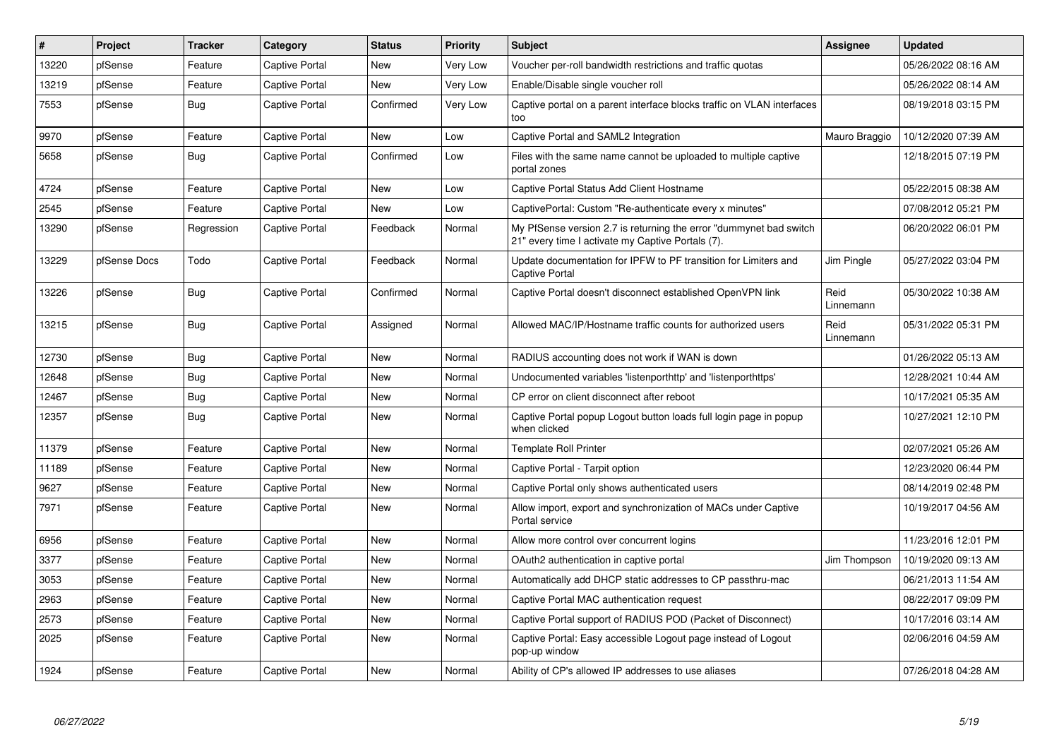| # | Project | Tracker | Category | Status | Priority | Subject | Assignee | Updated |
|---|---|---|---|---|---|---|---|---|
| 13220 | pfSense | Feature | Captive Portal | New | Very Low | Voucher per-roll bandwidth restrictions and traffic quotas | | 05/26/2022 08:16 AM |
| 13219 | pfSense | Feature | Captive Portal | New | Very Low | Enable/Disable single voucher roll | | 05/26/2022 08:14 AM |
| 7553 | pfSense | Bug | Captive Portal | Confirmed | Very Low | Captive portal on a parent interface blocks traffic on VLAN interfaces too | | 08/19/2018 03:15 PM |
| 9970 | pfSense | Feature | Captive Portal | New | Low | Captive Portal and SAML2 Integration | Mauro Braggio | 10/12/2020 07:39 AM |
| 5658 | pfSense | Bug | Captive Portal | Confirmed | Low | Files with the same name cannot be uploaded to multiple captive portal zones | | 12/18/2015 07:19 PM |
| 4724 | pfSense | Feature | Captive Portal | New | Low | Captive Portal Status Add Client Hostname | | 05/22/2015 08:38 AM |
| 2545 | pfSense | Feature | Captive Portal | New | Low | CaptivePortal: Custom "Re-authenticate every x minutes" | | 07/08/2012 05:21 PM |
| 13290 | pfSense | Regression | Captive Portal | Feedback | Normal | My PfSense version 2.7 is returning the error "dummynet bad switch 21" every time I activate my Captive Portals (7). | | 06/20/2022 06:01 PM |
| 13229 | pfSense Docs | Todo | Captive Portal | Feedback | Normal | Update documentation for IPFW to PF transition for Limiters and Captive Portal | Jim Pingle | 05/27/2022 03:04 PM |
| 13226 | pfSense | Bug | Captive Portal | Confirmed | Normal | Captive Portal doesn't disconnect established OpenVPN link | Reid Linnemann | 05/30/2022 10:38 AM |
| 13215 | pfSense | Bug | Captive Portal | Assigned | Normal | Allowed MAC/IP/Hostname traffic counts for authorized users | Reid Linnemann | 05/31/2022 05:31 PM |
| 12730 | pfSense | Bug | Captive Portal | New | Normal | RADIUS accounting does not work if WAN is down | | 01/26/2022 05:13 AM |
| 12648 | pfSense | Bug | Captive Portal | New | Normal | Undocumented variables 'listenporthttp' and 'listenporthttps' | | 12/28/2021 10:44 AM |
| 12467 | pfSense | Bug | Captive Portal | New | Normal | CP error on client disconnect after reboot | | 10/17/2021 05:35 AM |
| 12357 | pfSense | Bug | Captive Portal | New | Normal | Captive Portal popup Logout button loads full login page in popup when clicked | | 10/27/2021 12:10 PM |
| 11379 | pfSense | Feature | Captive Portal | New | Normal | Template Roll Printer | | 02/07/2021 05:26 AM |
| 11189 | pfSense | Feature | Captive Portal | New | Normal | Captive Portal - Tarpit option | | 12/23/2020 06:44 PM |
| 9627 | pfSense | Feature | Captive Portal | New | Normal | Captive Portal only shows authenticated users | | 08/14/2019 02:48 PM |
| 7971 | pfSense | Feature | Captive Portal | New | Normal | Allow import, export and synchronization of MACs under Captive Portal service | | 10/19/2017 04:56 AM |
| 6956 | pfSense | Feature | Captive Portal | New | Normal | Allow more control over concurrent logins | | 11/23/2016 12:01 PM |
| 3377 | pfSense | Feature | Captive Portal | New | Normal | OAuth2 authentication in captive portal | Jim Thompson | 10/19/2020 09:13 AM |
| 3053 | pfSense | Feature | Captive Portal | New | Normal | Automatically add DHCP static addresses to CP passthru-mac | | 06/21/2013 11:54 AM |
| 2963 | pfSense | Feature | Captive Portal | New | Normal | Captive Portal MAC authentication request | | 08/22/2017 09:09 PM |
| 2573 | pfSense | Feature | Captive Portal | New | Normal | Captive Portal support of RADIUS POD (Packet of Disconnect) | | 10/17/2016 03:14 AM |
| 2025 | pfSense | Feature | Captive Portal | New | Normal | Captive Portal: Easy accessible Logout page instead of Logout pop-up window | | 02/06/2016 04:59 AM |
| 1924 | pfSense | Feature | Captive Portal | New | Normal | Ability of CP's allowed IP addresses to use aliases | | 07/26/2018 04:28 AM |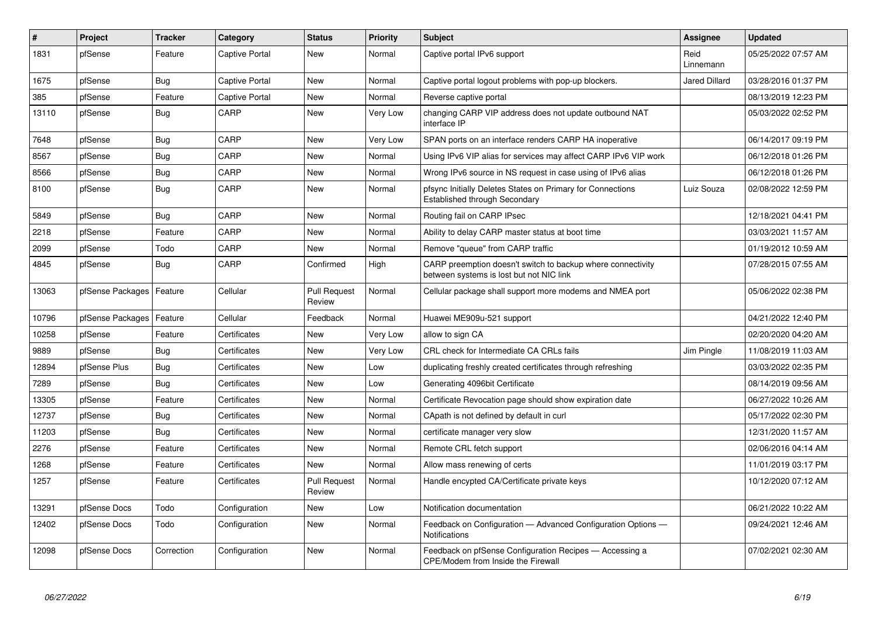| # | Project | Tracker | Category | Status | Priority | Subject | Assignee | Updated |
|---|---|---|---|---|---|---|---|---|
| 1831 | pfSense | Feature | Captive Portal | New | Normal | Captive portal IPv6 support | Reid Linnemann | 05/25/2022 07:57 AM |
| 1675 | pfSense | Bug | Captive Portal | New | Normal | Captive portal logout problems with pop-up blockers. | Jared Dillard | 03/28/2016 01:37 PM |
| 385 | pfSense | Feature | Captive Portal | New | Normal | Reverse captive portal | | 08/13/2019 12:23 PM |
| 13110 | pfSense | Bug | CARP | New | Very Low | changing CARP VIP address does not update outbound NAT interface IP | | 05/03/2022 02:52 PM |
| 7648 | pfSense | Bug | CARP | New | Very Low | SPAN ports on an interface renders CARP HA inoperative | | 06/14/2017 09:19 PM |
| 8567 | pfSense | Bug | CARP | New | Normal | Using IPv6 VIP alias for services may affect CARP IPv6 VIP work | | 06/12/2018 01:26 PM |
| 8566 | pfSense | Bug | CARP | New | Normal | Wrong IPv6 source in NS request in case using of IPv6 alias | | 06/12/2018 01:26 PM |
| 8100 | pfSense | Bug | CARP | New | Normal | pfsync Initially Deletes States on Primary for Connections Established through Secondary | Luiz Souza | 02/08/2022 12:59 PM |
| 5849 | pfSense | Bug | CARP | New | Normal | Routing fail on CARP IPsec | | 12/18/2021 04:41 PM |
| 2218 | pfSense | Feature | CARP | New | Normal | Ability to delay CARP master status at boot time | | 03/03/2021 11:57 AM |
| 2099 | pfSense | Todo | CARP | New | Normal | Remove "queue" from CARP traffic | | 01/19/2012 10:59 AM |
| 4845 | pfSense | Bug | CARP | Confirmed | High | CARP preemption doesn't switch to backup where connectivity between systems is lost but not NIC link | | 07/28/2015 07:55 AM |
| 13063 | pfSense Packages | Feature | Cellular | Pull Request Review | Normal | Cellular package shall support more modems and NMEA port | | 05/06/2022 02:38 PM |
| 10796 | pfSense Packages | Feature | Cellular | Feedback | Normal | Huawei ME909u-521 support | | 04/21/2022 12:40 PM |
| 10258 | pfSense | Feature | Certificates | New | Very Low | allow to sign CA | | 02/20/2020 04:20 AM |
| 9889 | pfSense | Bug | Certificates | New | Very Low | CRL check for Intermediate CA CRLs fails | Jim Pingle | 11/08/2019 11:03 AM |
| 12894 | pfSense Plus | Bug | Certificates | New | Low | duplicating freshly created certificates through refreshing | | 03/03/2022 02:35 PM |
| 7289 | pfSense | Bug | Certificates | New | Low | Generating 4096bit Certificate | | 08/14/2019 09:56 AM |
| 13305 | pfSense | Feature | Certificates | New | Normal | Certificate Revocation page should show expiration date | | 06/27/2022 10:26 AM |
| 12737 | pfSense | Bug | Certificates | New | Normal | CApath is not defined by default in curl | | 05/17/2022 02:30 PM |
| 11203 | pfSense | Bug | Certificates | New | Normal | certificate manager very slow | | 12/31/2020 11:57 AM |
| 2276 | pfSense | Feature | Certificates | New | Normal | Remote CRL fetch support | | 02/06/2016 04:14 AM |
| 1268 | pfSense | Feature | Certificates | New | Normal | Allow mass renewing of certs | | 11/01/2019 03:17 PM |
| 1257 | pfSense | Feature | Certificates | Pull Request Review | Normal | Handle encypted CA/Certificate private keys | | 10/12/2020 07:12 AM |
| 13291 | pfSense Docs | Todo | Configuration | New | Low | Notification documentation | | 06/21/2022 10:22 AM |
| 12402 | pfSense Docs | Todo | Configuration | New | Normal | Feedback on Configuration — Advanced Configuration Options — Notifications | | 09/24/2021 12:46 AM |
| 12098 | pfSense Docs | Correction | Configuration | New | Normal | Feedback on pfSense Configuration Recipes — Accessing a CPE/Modem from Inside the Firewall | | 07/02/2021 02:30 AM |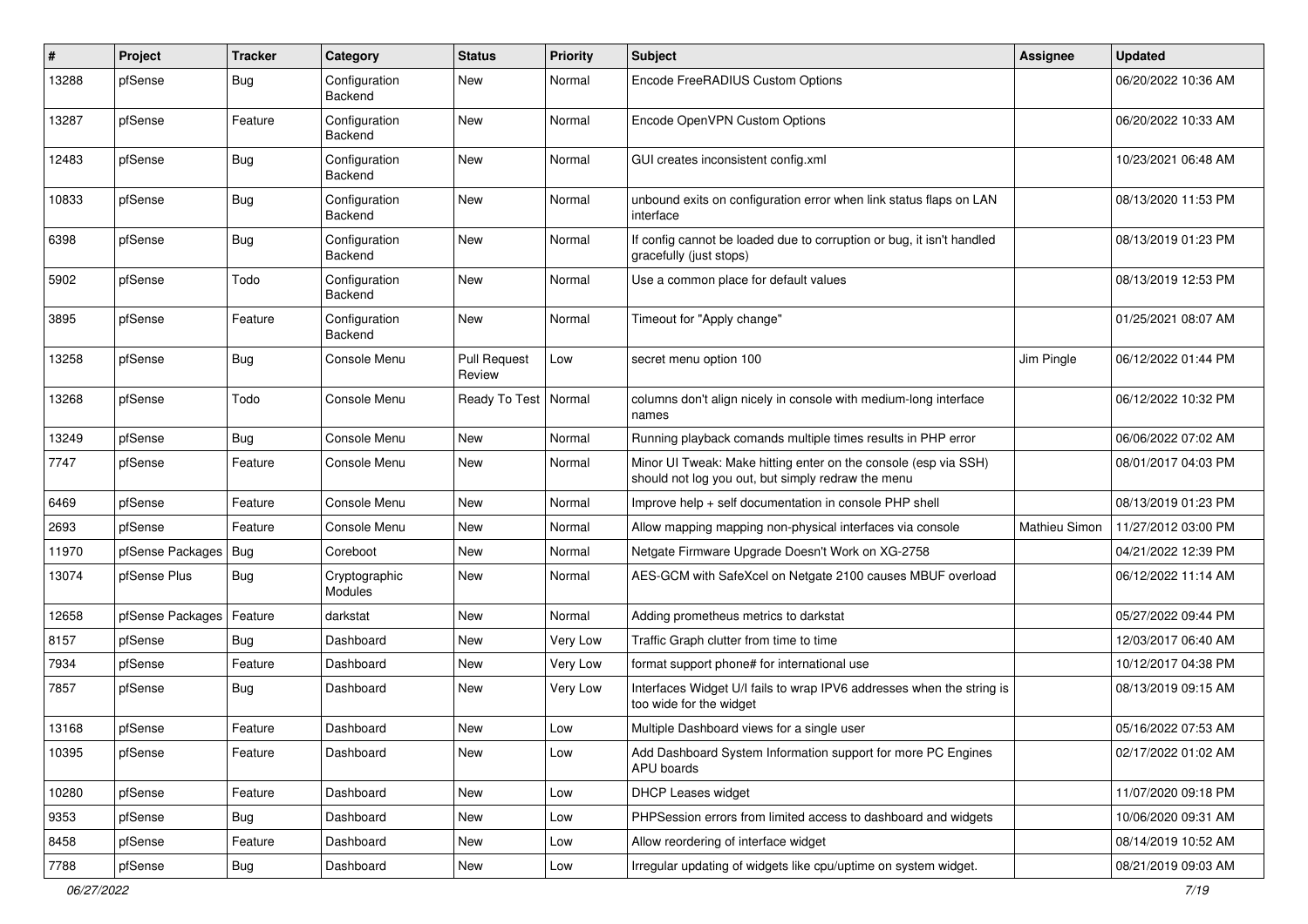| # | Project | Tracker | Category | Status | Priority | Subject | Assignee | Updated |
|---|---|---|---|---|---|---|---|---|
| 13288 | pfSense | Bug | Configuration Backend | New | Normal | Encode FreeRADIUS Custom Options | | 06/20/2022 10:36 AM |
| 13287 | pfSense | Feature | Configuration Backend | New | Normal | Encode OpenVPN Custom Options | | 06/20/2022 10:33 AM |
| 12483 | pfSense | Bug | Configuration Backend | New | Normal | GUI creates inconsistent config.xml | | 10/23/2021 06:48 AM |
| 10833 | pfSense | Bug | Configuration Backend | New | Normal | unbound exits on configuration error when link status flaps on LAN interface | | 08/13/2020 11:53 PM |
| 6398 | pfSense | Bug | Configuration Backend | New | Normal | If config cannot be loaded due to corruption or bug, it isn't handled gracefully (just stops) | | 08/13/2019 01:23 PM |
| 5902 | pfSense | Todo | Configuration Backend | New | Normal | Use a common place for default values | | 08/13/2019 12:53 PM |
| 3895 | pfSense | Feature | Configuration Backend | New | Normal | Timeout for "Apply change" | | 01/25/2021 08:07 AM |
| 13258 | pfSense | Bug | Console Menu | Pull Request Review | Low | secret menu option 100 | Jim Pingle | 06/12/2022 01:44 PM |
| 13268 | pfSense | Todo | Console Menu | Ready To Test | Normal | columns don't align nicely in console with medium-long interface names | | 06/12/2022 10:32 PM |
| 13249 | pfSense | Bug | Console Menu | New | Normal | Running playback comands multiple times results in PHP error | | 06/06/2022 07:02 AM |
| 7747 | pfSense | Feature | Console Menu | New | Normal | Minor UI Tweak: Make hitting enter on the console (esp via SSH) should not log you out, but simply redraw the menu | | 08/01/2017 04:03 PM |
| 6469 | pfSense | Feature | Console Menu | New | Normal | Improve help + self documentation in console PHP shell | | 08/13/2019 01:23 PM |
| 2693 | pfSense | Feature | Console Menu | New | Normal | Allow mapping mapping non-physical interfaces via console | Mathieu Simon | 11/27/2012 03:00 PM |
| 11970 | pfSense Packages | Bug | Coreboot | New | Normal | Netgate Firmware Upgrade Doesn't Work on XG-2758 | | 04/21/2022 12:39 PM |
| 13074 | pfSense Plus | Bug | Cryptographic Modules | New | Normal | AES-GCM with SafeXcel on Netgate 2100 causes MBUF overload | | 06/12/2022 11:14 AM |
| 12658 | pfSense Packages | Feature | darkstat | New | Normal | Adding prometheus metrics to darkstat | | 05/27/2022 09:44 PM |
| 8157 | pfSense | Bug | Dashboard | New | Very Low | Traffic Graph clutter from time to time | | 12/03/2017 06:40 AM |
| 7934 | pfSense | Feature | Dashboard | New | Very Low | format support phone# for international use | | 10/12/2017 04:38 PM |
| 7857 | pfSense | Bug | Dashboard | New | Very Low | Interfaces Widget U/I fails to wrap IPV6 addresses when the string is too wide for the widget | | 08/13/2019 09:15 AM |
| 13168 | pfSense | Feature | Dashboard | New | Low | Multiple Dashboard views for a single user | | 05/16/2022 07:53 AM |
| 10395 | pfSense | Feature | Dashboard | New | Low | Add Dashboard System Information support for more PC Engines APU boards | | 02/17/2022 01:02 AM |
| 10280 | pfSense | Feature | Dashboard | New | Low | DHCP Leases widget | | 11/07/2020 09:18 PM |
| 9353 | pfSense | Bug | Dashboard | New | Low | PHPSession errors from limited access to dashboard and widgets | | 10/06/2020 09:31 AM |
| 8458 | pfSense | Feature | Dashboard | New | Low | Allow reordering of interface widget | | 08/14/2019 10:52 AM |
| 7788 | pfSense | Bug | Dashboard | New | Low | Irregular updating of widgets like cpu/uptime on system widget. | | 08/21/2019 09:03 AM |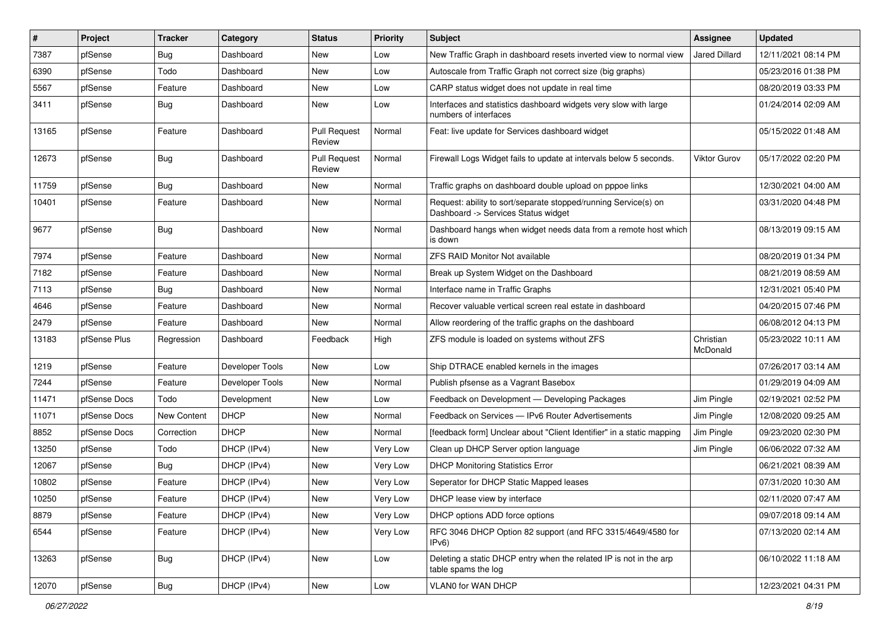| # | Project | Tracker | Category | Status | Priority | Subject | Assignee | Updated |
|---|---|---|---|---|---|---|---|---|
| 7387 | pfSense | Bug | Dashboard | New | Low | New Traffic Graph in dashboard resets inverted view to normal view | Jared Dillard | 12/11/2021 08:14 PM |
| 6390 | pfSense | Todo | Dashboard | New | Low | Autoscale from Traffic Graph not correct size (big graphs) | | 05/23/2016 01:38 PM |
| 5567 | pfSense | Feature | Dashboard | New | Low | CARP status widget does not update in real time | | 08/20/2019 03:33 PM |
| 3411 | pfSense | Bug | Dashboard | New | Low | Interfaces and statistics dashboard widgets very slow with large numbers of interfaces | | 01/24/2014 02:09 AM |
| 13165 | pfSense | Feature | Dashboard | Pull Request Review | Normal | Feat: live update for Services dashboard widget | | 05/15/2022 01:48 AM |
| 12673 | pfSense | Bug | Dashboard | Pull Request Review | Normal | Firewall Logs Widget fails to update at intervals below 5 seconds. | Viktor Gurov | 05/17/2022 02:20 PM |
| 11759 | pfSense | Bug | Dashboard | New | Normal | Traffic graphs on dashboard double upload on pppoe links | | 12/30/2021 04:00 AM |
| 10401 | pfSense | Feature | Dashboard | New | Normal | Request: ability to sort/separate stopped/running Service(s) on Dashboard -> Services Status widget | | 03/31/2020 04:48 PM |
| 9677 | pfSense | Bug | Dashboard | New | Normal | Dashboard hangs when widget needs data from a remote host which is down | | 08/13/2019 09:15 AM |
| 7974 | pfSense | Feature | Dashboard | New | Normal | ZFS RAID Monitor Not available | | 08/20/2019 01:34 PM |
| 7182 | pfSense | Feature | Dashboard | New | Normal | Break up System Widget on the Dashboard | | 08/21/2019 08:59 AM |
| 7113 | pfSense | Bug | Dashboard | New | Normal | Interface name in Traffic Graphs | | 12/31/2021 05:40 PM |
| 4646 | pfSense | Feature | Dashboard | New | Normal | Recover valuable vertical screen real estate in dashboard | | 04/20/2015 07:46 PM |
| 2479 | pfSense | Feature | Dashboard | New | Normal | Allow reordering of the traffic graphs on the dashboard | | 06/08/2012 04:13 PM |
| 13183 | pfSense Plus | Regression | Dashboard | Feedback | High | ZFS module is loaded on systems without ZFS | Christian McDonald | 05/23/2022 10:11 AM |
| 1219 | pfSense | Feature | Developer Tools | New | Low | Ship DTRACE enabled kernels in the images | | 07/26/2017 03:14 AM |
| 7244 | pfSense | Feature | Developer Tools | New | Normal | Publish pfsense as a Vagrant Basebox | | 01/29/2019 04:09 AM |
| 11471 | pfSense Docs | Todo | Development | New | Low | Feedback on Development — Developing Packages | Jim Pingle | 02/19/2021 02:52 PM |
| 11071 | pfSense Docs | New Content | DHCP | New | Normal | Feedback on Services — IPv6 Router Advertisements | Jim Pingle | 12/08/2020 09:25 AM |
| 8852 | pfSense Docs | Correction | DHCP | New | Normal | [feedback form] Unclear about "Client Identifier" in a static mapping | Jim Pingle | 09/23/2020 02:30 PM |
| 13250 | pfSense | Todo | DHCP (IPv4) | New | Very Low | Clean up DHCP Server option language | Jim Pingle | 06/06/2022 07:32 AM |
| 12067 | pfSense | Bug | DHCP (IPv4) | New | Very Low | DHCP Monitoring Statistics Error | | 06/21/2021 08:39 AM |
| 10802 | pfSense | Feature | DHCP (IPv4) | New | Very Low | Seperator for DHCP Static Mapped leases | | 07/31/2020 10:30 AM |
| 10250 | pfSense | Feature | DHCP (IPv4) | New | Very Low | DHCP lease view by interface | | 02/11/2020 07:47 AM |
| 8879 | pfSense | Feature | DHCP (IPv4) | New | Very Low | DHCP options ADD force options | | 09/07/2018 09:14 AM |
| 6544 | pfSense | Feature | DHCP (IPv4) | New | Very Low | RFC 3046 DHCP Option 82 support (and RFC 3315/4649/4580 for IPv6) | | 07/13/2020 02:14 AM |
| 13263 | pfSense | Bug | DHCP (IPv4) | New | Low | Deleting a static DHCP entry when the related IP is not in the arp table spams the log | | 06/10/2022 11:18 AM |
| 12070 | pfSense | Bug | DHCP (IPv4) | New | Low | VLAN0 for WAN DHCP | | 12/23/2021 04:31 PM |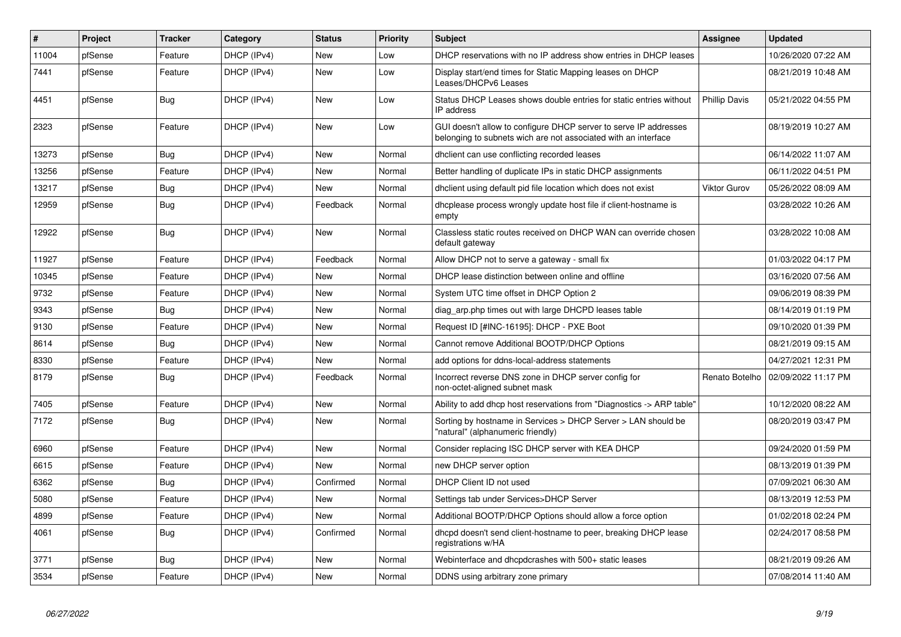| # | Project | Tracker | Category | Status | Priority | Subject | Assignee | Updated |
|---|---|---|---|---|---|---|---|---|
| 11004 | pfSense | Feature | DHCP (IPv4) | New | Low | DHCP reservations with no IP address show entries in DHCP leases | | 10/26/2020 07:22 AM |
| 7441 | pfSense | Feature | DHCP (IPv4) | New | Low | Display start/end times for Static Mapping leases on DHCP Leases/DHCPv6 Leases | | 08/21/2019 10:48 AM |
| 4451 | pfSense | Bug | DHCP (IPv4) | New | Low | Status DHCP Leases shows double entries for static entries without IP address | Phillip Davis | 05/21/2022 04:55 PM |
| 2323 | pfSense | Feature | DHCP (IPv4) | New | Low | GUI doesn't allow to configure DHCP server to serve IP addresses belonging to subnets wich are not associated with an interface | | 08/19/2019 10:27 AM |
| 13273 | pfSense | Bug | DHCP (IPv4) | New | Normal | dhclient can use conflicting recorded leases | | 06/14/2022 11:07 AM |
| 13256 | pfSense | Feature | DHCP (IPv4) | New | Normal | Better handling of duplicate IPs in static DHCP assignments | | 06/11/2022 04:51 PM |
| 13217 | pfSense | Bug | DHCP (IPv4) | New | Normal | dhclient using default pid file location which does not exist | Viktor Gurov | 05/26/2022 08:09 AM |
| 12959 | pfSense | Bug | DHCP (IPv4) | Feedback | Normal | dhcplease process wrongly update host file if client-hostname is empty | | 03/28/2022 10:26 AM |
| 12922 | pfSense | Bug | DHCP (IPv4) | New | Normal | Classless static routes received on DHCP WAN can override chosen default gateway | | 03/28/2022 10:08 AM |
| 11927 | pfSense | Feature | DHCP (IPv4) | Feedback | Normal | Allow DHCP not to serve a gateway - small fix | | 01/03/2022 04:17 PM |
| 10345 | pfSense | Feature | DHCP (IPv4) | New | Normal | DHCP lease distinction between online and offline | | 03/16/2020 07:56 AM |
| 9732 | pfSense | Feature | DHCP (IPv4) | New | Normal | System UTC time offset in DHCP Option 2 | | 09/06/2019 08:39 PM |
| 9343 | pfSense | Bug | DHCP (IPv4) | New | Normal | diag_arp.php times out with large DHCPD leases table | | 08/14/2019 01:19 PM |
| 9130 | pfSense | Feature | DHCP (IPv4) | New | Normal | Request ID [#INC-16195]: DHCP - PXE Boot | | 09/10/2020 01:39 PM |
| 8614 | pfSense | Bug | DHCP (IPv4) | New | Normal | Cannot remove Additional BOOTP/DHCP Options | | 08/21/2019 09:15 AM |
| 8330 | pfSense | Feature | DHCP (IPv4) | New | Normal | add options for ddns-local-address statements | | 04/27/2021 12:31 PM |
| 8179 | pfSense | Bug | DHCP (IPv4) | Feedback | Normal | Incorrect reverse DNS zone in DHCP server config for non-octet-aligned subnet mask | Renato Botelho | 02/09/2022 11:17 PM |
| 7405 | pfSense | Feature | DHCP (IPv4) | New | Normal | Ability to add dhcp host reservations from "Diagnostics -> ARP table" | | 10/12/2020 08:22 AM |
| 7172 | pfSense | Bug | DHCP (IPv4) | New | Normal | Sorting by hostname in Services > DHCP Server > LAN should be "natural" (alphanumeric friendly) | | 08/20/2019 03:47 PM |
| 6960 | pfSense | Feature | DHCP (IPv4) | New | Normal | Consider replacing ISC DHCP server with KEA DHCP | | 09/24/2020 01:59 PM |
| 6615 | pfSense | Feature | DHCP (IPv4) | New | Normal | new DHCP server option | | 08/13/2019 01:39 PM |
| 6362 | pfSense | Bug | DHCP (IPv4) | Confirmed | Normal | DHCP Client ID not used | | 07/09/2021 06:30 AM |
| 5080 | pfSense | Feature | DHCP (IPv4) | New | Normal | Settings tab under Services>DHCP Server | | 08/13/2019 12:53 PM |
| 4899 | pfSense | Feature | DHCP (IPv4) | New | Normal | Additional BOOTP/DHCP Options should allow a force option | | 01/02/2018 02:24 PM |
| 4061 | pfSense | Bug | DHCP (IPv4) | Confirmed | Normal | dhcpd doesn't send client-hostname to peer, breaking DHCP lease registrations w/HA | | 02/24/2017 08:58 PM |
| 3771 | pfSense | Bug | DHCP (IPv4) | New | Normal | Webinterface and dhcpdcrashes with 500+ static leases | | 08/21/2019 09:26 AM |
| 3534 | pfSense | Feature | DHCP (IPv4) | New | Normal | DDNS using arbitrary zone primary | | 07/08/2014 11:40 AM |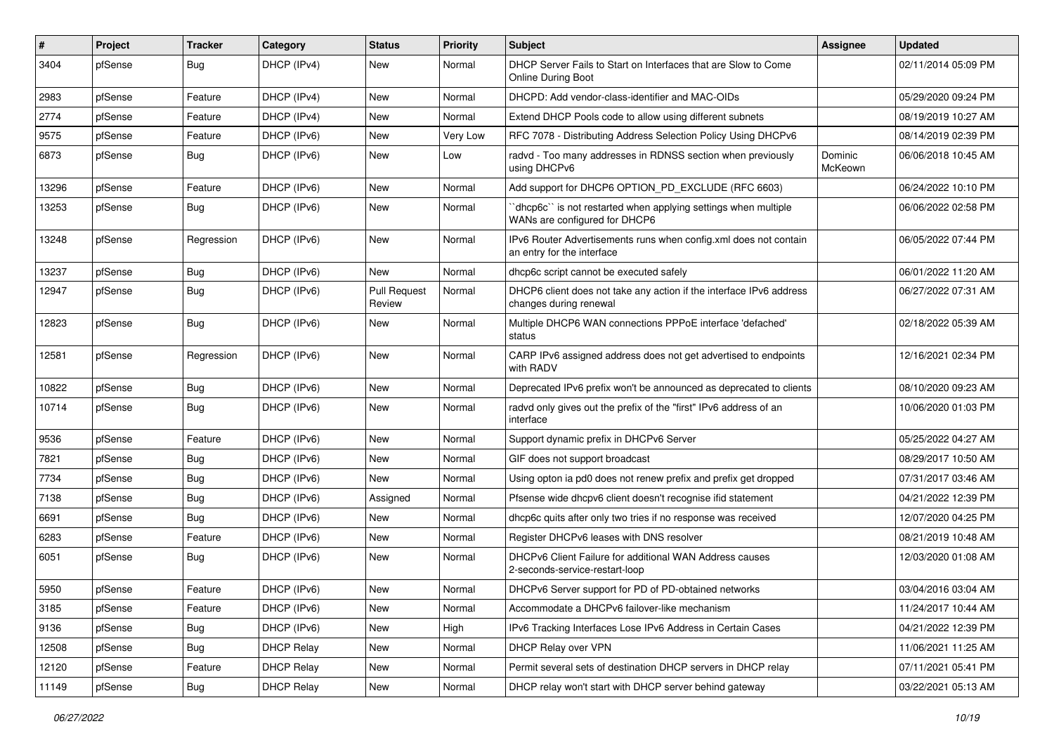| # | Project | Tracker | Category | Status | Priority | Subject | Assignee | Updated |
|---|---|---|---|---|---|---|---|---|
| 3404 | pfSense | Bug | DHCP (IPv4) | New | Normal | DHCP Server Fails to Start on Interfaces that are Slow to Come Online During Boot | | 02/11/2014 05:09 PM |
| 2983 | pfSense | Feature | DHCP (IPv4) | New | Normal | DHCPD: Add vendor-class-identifier and MAC-OIDs | | 05/29/2020 09:24 PM |
| 2774 | pfSense | Feature | DHCP (IPv4) | New | Normal | Extend DHCP Pools code to allow using different subnets | | 08/19/2019 10:27 AM |
| 9575 | pfSense | Feature | DHCP (IPv6) | New | Very Low | RFC 7078 - Distributing Address Selection Policy Using DHCPv6 | | 08/14/2019 02:39 PM |
| 6873 | pfSense | Bug | DHCP (IPv6) | New | Low | radvd - Too many addresses in RDNSS section when previously using DHCPv6 | Dominic McKeown | 06/06/2018 10:45 AM |
| 13296 | pfSense | Feature | DHCP (IPv6) | New | Normal | Add support for DHCP6 OPTION_PD_EXCLUDE (RFC 6603) | | 06/24/2022 10:10 PM |
| 13253 | pfSense | Bug | DHCP (IPv6) | New | Normal | ``dhcp6c`` is not restarted when applying settings when multiple WANs are configured for DHCP6 | | 06/06/2022 02:58 PM |
| 13248 | pfSense | Regression | DHCP (IPv6) | New | Normal | IPv6 Router Advertisements runs when config.xml does not contain an entry for the interface | | 06/05/2022 07:44 PM |
| 13237 | pfSense | Bug | DHCP (IPv6) | New | Normal | dhcp6c script cannot be executed safely | | 06/01/2022 11:20 AM |
| 12947 | pfSense | Bug | DHCP (IPv6) | Pull Request Review | Normal | DHCP6 client does not take any action if the interface IPv6 address changes during renewal | | 06/27/2022 07:31 AM |
| 12823 | pfSense | Bug | DHCP (IPv6) | New | Normal | Multiple DHCP6 WAN connections PPPoE interface 'defached' status | | 02/18/2022 05:39 AM |
| 12581 | pfSense | Regression | DHCP (IPv6) | New | Normal | CARP IPv6 assigned address does not get advertised to endpoints with RADV | | 12/16/2021 02:34 PM |
| 10822 | pfSense | Bug | DHCP (IPv6) | New | Normal | Deprecated IPv6 prefix won't be announced as deprecated to clients | | 08/10/2020 09:23 AM |
| 10714 | pfSense | Bug | DHCP (IPv6) | New | Normal | radvd only gives out the prefix of the "first" IPv6 address of an interface | | 10/06/2020 01:03 PM |
| 9536 | pfSense | Feature | DHCP (IPv6) | New | Normal | Support dynamic prefix in DHCPv6 Server | | 05/25/2022 04:27 AM |
| 7821 | pfSense | Bug | DHCP (IPv6) | New | Normal | GIF does not support broadcast | | 08/29/2017 10:50 AM |
| 7734 | pfSense | Bug | DHCP (IPv6) | New | Normal | Using opton ia pd0 does not renew prefix and prefix get dropped | | 07/31/2017 03:46 AM |
| 7138 | pfSense | Bug | DHCP (IPv6) | Assigned | Normal | Pfsense wide dhcpv6 client doesn't recognise ifid statement | | 04/21/2022 12:39 PM |
| 6691 | pfSense | Bug | DHCP (IPv6) | New | Normal | dhcp6c quits after only two tries if no response was received | | 12/07/2020 04:25 PM |
| 6283 | pfSense | Feature | DHCP (IPv6) | New | Normal | Register DHCPv6 leases with DNS resolver | | 08/21/2019 10:48 AM |
| 6051 | pfSense | Bug | DHCP (IPv6) | New | Normal | DHCPv6 Client Failure for additional WAN Address causes 2-seconds-service-restart-loop | | 12/03/2020 01:08 AM |
| 5950 | pfSense | Feature | DHCP (IPv6) | New | Normal | DHCPv6 Server support for PD of PD-obtained networks | | 03/04/2016 03:04 AM |
| 3185 | pfSense | Feature | DHCP (IPv6) | New | Normal | Accommodate a DHCPv6 failover-like mechanism | | 11/24/2017 10:44 AM |
| 9136 | pfSense | Bug | DHCP (IPv6) | New | High | IPv6 Tracking Interfaces Lose IPv6 Address in Certain Cases | | 04/21/2022 12:39 PM |
| 12508 | pfSense | Bug | DHCP Relay | New | Normal | DHCP Relay over VPN | | 11/06/2021 11:25 AM |
| 12120 | pfSense | Feature | DHCP Relay | New | Normal | Permit several sets of destination DHCP servers in DHCP relay | | 07/11/2021 05:41 PM |
| 11149 | pfSense | Bug | DHCP Relay | New | Normal | DHCP relay won't start with DHCP server behind gateway | | 03/22/2021 05:13 AM |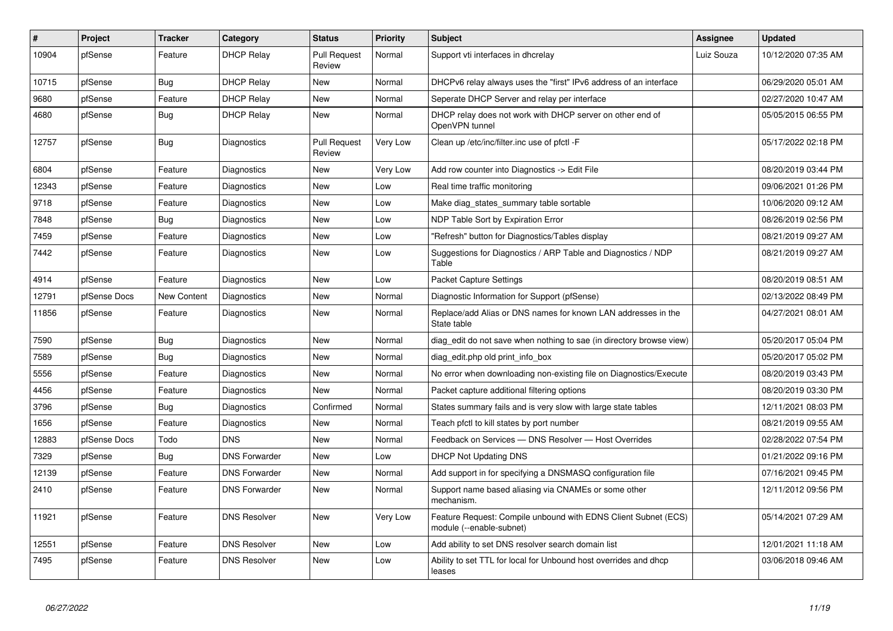| # | Project | Tracker | Category | Status | Priority | Subject | Assignee | Updated |
|---|---|---|---|---|---|---|---|---|
| 10904 | pfSense | Feature | DHCP Relay | Pull Request Review | Normal | Support vti interfaces in dhcrelay | Luiz Souza | 10/12/2020 07:35 AM |
| 10715 | pfSense | Bug | DHCP Relay | New | Normal | DHCPv6 relay always uses the "first" IPv6 address of an interface | | 06/29/2020 05:01 AM |
| 9680 | pfSense | Feature | DHCP Relay | New | Normal | Seperate DHCP Server and relay per interface | | 02/27/2020 10:47 AM |
| 4680 | pfSense | Bug | DHCP Relay | New | Normal | DHCP relay does not work with DHCP server on other end of OpenVPN tunnel | | 05/05/2015 06:55 PM |
| 12757 | pfSense | Bug | Diagnostics | Pull Request Review | Very Low | Clean up /etc/inc/filter.inc use of pfctl -F | | 05/17/2022 02:18 PM |
| 6804 | pfSense | Feature | Diagnostics | New | Very Low | Add row counter into Diagnostics -> Edit File | | 08/20/2019 03:44 PM |
| 12343 | pfSense | Feature | Diagnostics | New | Low | Real time traffic monitoring | | 09/06/2021 01:26 PM |
| 9718 | pfSense | Feature | Diagnostics | New | Low | Make diag_states_summary table sortable | | 10/06/2020 09:12 AM |
| 7848 | pfSense | Bug | Diagnostics | New | Low | NDP Table Sort by Expiration Error | | 08/26/2019 02:56 PM |
| 7459 | pfSense | Feature | Diagnostics | New | Low | "Refresh" button for Diagnostics/Tables display | | 08/21/2019 09:27 AM |
| 7442 | pfSense | Feature | Diagnostics | New | Low | Suggestions for Diagnostics / ARP Table and Diagnostics / NDP Table | | 08/21/2019 09:27 AM |
| 4914 | pfSense | Feature | Diagnostics | New | Low | Packet Capture Settings | | 08/20/2019 08:51 AM |
| 12791 | pfSense Docs | New Content | Diagnostics | New | Normal | Diagnostic Information for Support (pfSense) | | 02/13/2022 08:49 PM |
| 11856 | pfSense | Feature | Diagnostics | New | Normal | Replace/add Alias or DNS names for known LAN addresses in the State table | | 04/27/2021 08:01 AM |
| 7590 | pfSense | Bug | Diagnostics | New | Normal | diag_edit do not save when nothing to sae (in directory browse view) | | 05/20/2017 05:04 PM |
| 7589 | pfSense | Bug | Diagnostics | New | Normal | diag_edit.php old print_info_box | | 05/20/2017 05:02 PM |
| 5556 | pfSense | Feature | Diagnostics | New | Normal | No error when downloading non-existing file on Diagnostics/Execute | | 08/20/2019 03:43 PM |
| 4456 | pfSense | Feature | Diagnostics | New | Normal | Packet capture additional filtering options | | 08/20/2019 03:30 PM |
| 3796 | pfSense | Bug | Diagnostics | Confirmed | Normal | States summary fails and is very slow with large state tables | | 12/11/2021 08:03 PM |
| 1656 | pfSense | Feature | Diagnostics | New | Normal | Teach pfctl to kill states by port number | | 08/21/2019 09:55 AM |
| 12883 | pfSense Docs | Todo | DNS | New | Normal | Feedback on Services — DNS Resolver — Host Overrides | | 02/28/2022 07:54 PM |
| 7329 | pfSense | Bug | DNS Forwarder | New | Low | DHCP Not Updating DNS | | 01/21/2022 09:16 PM |
| 12139 | pfSense | Feature | DNS Forwarder | New | Normal | Add support in for specifying a DNSMASQ configuration file | | 07/16/2021 09:45 PM |
| 2410 | pfSense | Feature | DNS Forwarder | New | Normal | Support name based aliasing via CNAMEs or some other mechanism. | | 12/11/2012 09:56 PM |
| 11921 | pfSense | Feature | DNS Resolver | New | Very Low | Feature Request: Compile unbound with EDNS Client Subnet (ECS) module (--enable-subnet) | | 05/14/2021 07:29 AM |
| 12551 | pfSense | Feature | DNS Resolver | New | Low | Add ability to set DNS resolver search domain list | | 12/01/2021 11:18 AM |
| 7495 | pfSense | Feature | DNS Resolver | New | Low | Ability to set TTL for local for Unbound host overrides and dhcp leases | | 03/06/2018 09:46 AM |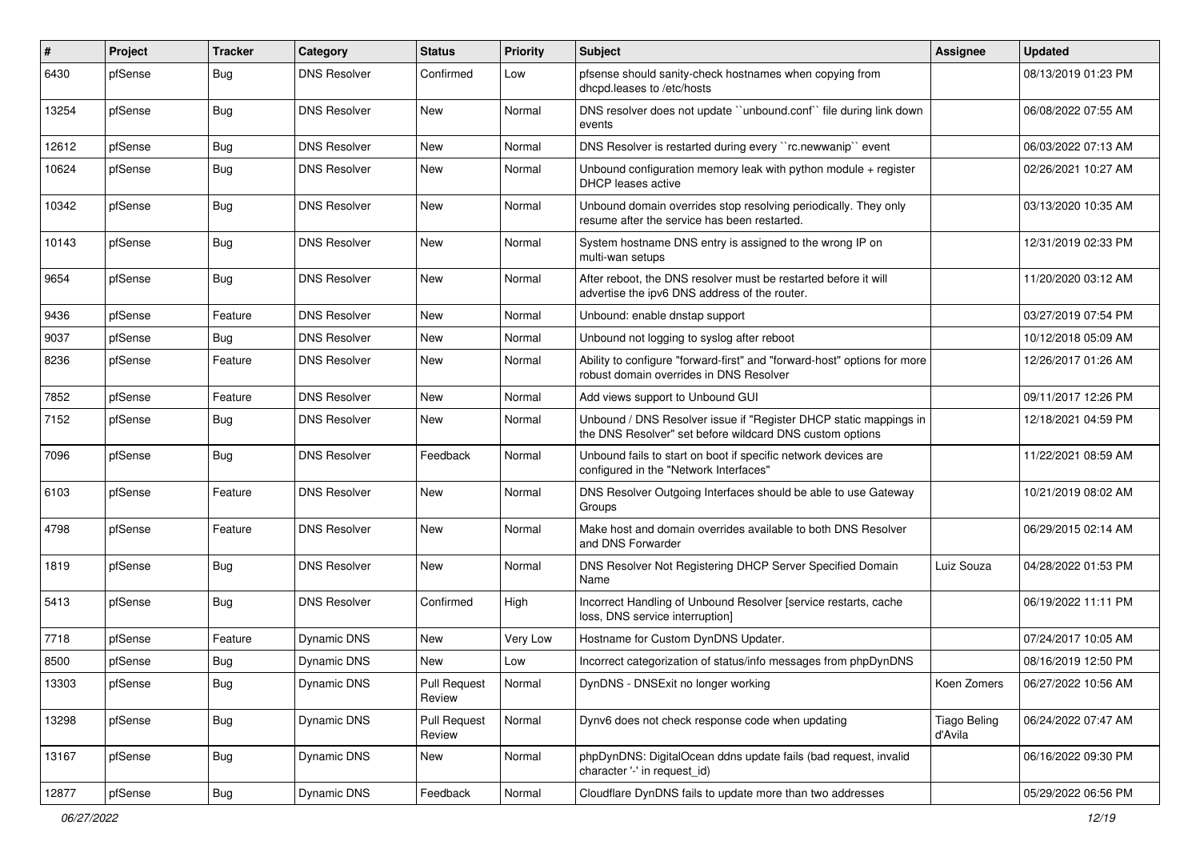| # | Project | Tracker | Category | Status | Priority | Subject | Assignee | Updated |
|---|---|---|---|---|---|---|---|---|
| 6430 | pfSense | Bug | DNS Resolver | Confirmed | Low | pfsense should sanity-check hostnames when copying from dhcpd.leases to /etc/hosts | | 08/13/2019 01:23 PM |
| 13254 | pfSense | Bug | DNS Resolver | New | Normal | DNS resolver does not update ``unbound.conf`` file during link down events | | 06/08/2022 07:55 AM |
| 12612 | pfSense | Bug | DNS Resolver | New | Normal | DNS Resolver is restarted during every ``rc.newwanip`` event | | 06/03/2022 07:13 AM |
| 10624 | pfSense | Bug | DNS Resolver | New | Normal | Unbound configuration memory leak with python module + register DHCP leases active | | 02/26/2021 10:27 AM |
| 10342 | pfSense | Bug | DNS Resolver | New | Normal | Unbound domain overrides stop resolving periodically. They only resume after the service has been restarted. | | 03/13/2020 10:35 AM |
| 10143 | pfSense | Bug | DNS Resolver | New | Normal | System hostname DNS entry is assigned to the wrong IP on multi-wan setups | | 12/31/2019 02:33 PM |
| 9654 | pfSense | Bug | DNS Resolver | New | Normal | After reboot, the DNS resolver must be restarted before it will advertise the ipv6 DNS address of the router. | | 11/20/2020 03:12 AM |
| 9436 | pfSense | Feature | DNS Resolver | New | Normal | Unbound: enable dnstap support | | 03/27/2019 07:54 PM |
| 9037 | pfSense | Bug | DNS Resolver | New | Normal | Unbound not logging to syslog after reboot | | 10/12/2018 05:09 AM |
| 8236 | pfSense | Feature | DNS Resolver | New | Normal | Ability to configure "forward-first" and "forward-host" options for more robust domain overrides in DNS Resolver | | 12/26/2017 01:26 AM |
| 7852 | pfSense | Feature | DNS Resolver | New | Normal | Add views support to Unbound GUI | | 09/11/2017 12:26 PM |
| 7152 | pfSense | Bug | DNS Resolver | New | Normal | Unbound / DNS Resolver issue if "Register DHCP static mappings in the DNS Resolver" set before wildcard DNS custom options | | 12/18/2021 04:59 PM |
| 7096 | pfSense | Bug | DNS Resolver | Feedback | Normal | Unbound fails to start on boot if specific network devices are configured in the "Network Interfaces" | | 11/22/2021 08:59 AM |
| 6103 | pfSense | Feature | DNS Resolver | New | Normal | DNS Resolver Outgoing Interfaces should be able to use Gateway Groups | | 10/21/2019 08:02 AM |
| 4798 | pfSense | Feature | DNS Resolver | New | Normal | Make host and domain overrides available to both DNS Resolver and DNS Forwarder | | 06/29/2015 02:14 AM |
| 1819 | pfSense | Bug | DNS Resolver | New | Normal | DNS Resolver Not Registering DHCP Server Specified Domain Name | Luiz Souza | 04/28/2022 01:53 PM |
| 5413 | pfSense | Bug | DNS Resolver | Confirmed | High | Incorrect Handling of Unbound Resolver [service restarts, cache loss, DNS service interruption] | | 06/19/2022 11:11 PM |
| 7718 | pfSense | Feature | Dynamic DNS | New | Very Low | Hostname for Custom DynDNS Updater. | | 07/24/2017 10:05 AM |
| 8500 | pfSense | Bug | Dynamic DNS | New | Low | Incorrect categorization of status/info messages from phpDynDNS | | 08/16/2019 12:50 PM |
| 13303 | pfSense | Bug | Dynamic DNS | Pull Request Review | Normal | DynDNS - DNSExit no longer working | Koen Zomers | 06/27/2022 10:56 AM |
| 13298 | pfSense | Bug | Dynamic DNS | Pull Request Review | Normal | Dynv6 does not check response code when updating | Tiago Beling d'Avila | 06/24/2022 07:47 AM |
| 13167 | pfSense | Bug | Dynamic DNS | New | Normal | phpDynDNS: DigitalOcean ddns update fails (bad request, invalid character '-' in request_id) | | 06/16/2022 09:30 PM |
| 12877 | pfSense | Bug | Dynamic DNS | Feedback | Normal | Cloudflare DynDNS fails to update more than two addresses | | 05/29/2022 06:56 PM |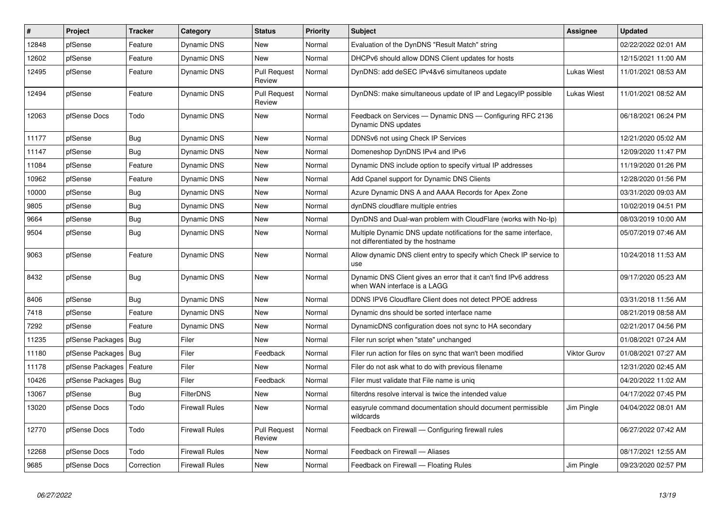| # | Project | Tracker | Category | Status | Priority | Subject | Assignee | Updated |
|---|---|---|---|---|---|---|---|---|
| 12848 | pfSense | Feature | Dynamic DNS | New | Normal | Evaluation of the DynDNS "Result Match" string | | 02/22/2022 02:01 AM |
| 12602 | pfSense | Feature | Dynamic DNS | New | Normal | DHCPv6 should allow DDNS Client updates for hosts | | 12/15/2021 11:00 AM |
| 12495 | pfSense | Feature | Dynamic DNS | Pull Request Review | Normal | DynDNS: add deSEC IPv4&v6 simultaneos update | Lukas Wiest | 11/01/2021 08:53 AM |
| 12494 | pfSense | Feature | Dynamic DNS | Pull Request Review | Normal | DynDNS: make simultaneous update of IP and LegacyIP possible | Lukas Wiest | 11/01/2021 08:52 AM |
| 12063 | pfSense Docs | Todo | Dynamic DNS | New | Normal | Feedback on Services — Dynamic DNS — Configuring RFC 2136 Dynamic DNS updates | | 06/18/2021 06:24 PM |
| 11177 | pfSense | Bug | Dynamic DNS | New | Normal | DDNSv6 not using Check IP Services | | 12/21/2020 05:02 AM |
| 11147 | pfSense | Bug | Dynamic DNS | New | Normal | Domeneshop DynDNS IPv4 and IPv6 | | 12/09/2020 11:47 PM |
| 11084 | pfSense | Feature | Dynamic DNS | New | Normal | Dynamic DNS include option to specify virtual IP addresses | | 11/19/2020 01:26 PM |
| 10962 | pfSense | Feature | Dynamic DNS | New | Normal | Add Cpanel support for Dynamic DNS Clients | | 12/28/2020 01:56 PM |
| 10000 | pfSense | Bug | Dynamic DNS | New | Normal | Azure Dynamic DNS A and AAAA Records for Apex Zone | | 03/31/2020 09:03 AM |
| 9805 | pfSense | Bug | Dynamic DNS | New | Normal | dynDNS cloudflare multiple entries | | 10/02/2019 04:51 PM |
| 9664 | pfSense | Bug | Dynamic DNS | New | Normal | DynDNS and Dual-wan problem with CloudFlare (works with No-Ip) | | 08/03/2019 10:00 AM |
| 9504 | pfSense | Bug | Dynamic DNS | New | Normal | Multiple Dynamic DNS update notifications for the same interface, not differentiated by the hostname | | 05/07/2019 07:46 AM |
| 9063 | pfSense | Feature | Dynamic DNS | New | Normal | Allow dynamic DNS client entry to specify which Check IP service to use | | 10/24/2018 11:53 AM |
| 8432 | pfSense | Bug | Dynamic DNS | New | Normal | Dynamic DNS Client gives an error that it can't find IPv6 address when WAN interface is a LAGG | | 09/17/2020 05:23 AM |
| 8406 | pfSense | Bug | Dynamic DNS | New | Normal | DDNS IPV6 Cloudflare Client does not detect PPOE address | | 03/31/2018 11:56 AM |
| 7418 | pfSense | Feature | Dynamic DNS | New | Normal | Dynamic dns should be sorted interface name | | 08/21/2019 08:58 AM |
| 7292 | pfSense | Feature | Dynamic DNS | New | Normal | DynamicDNS configuration does not sync to HA secondary | | 02/21/2017 04:56 PM |
| 11235 | pfSense Packages | Bug | Filer | New | Normal | Filer run script when "state" unchanged | | 01/08/2021 07:24 AM |
| 11180 | pfSense Packages | Bug | Filer | Feedback | Normal | Filer run action for files on sync that wan't been modified | Viktor Gurov | 01/08/2021 07:27 AM |
| 11178 | pfSense Packages | Feature | Filer | New | Normal | Filer do not ask what to do with previous filename | | 12/31/2020 02:45 AM |
| 10426 | pfSense Packages | Bug | Filer | Feedback | Normal | Filer must validate that File name is uniq | | 04/20/2022 11:02 AM |
| 13067 | pfSense | Bug | FilterDNS | New | Normal | filterdns resolve interval is twice the intended value | | 04/17/2022 07:45 PM |
| 13020 | pfSense Docs | Todo | Firewall Rules | New | Normal | easyrule command documentation should document permissible wildcards | Jim Pingle | 04/04/2022 08:01 AM |
| 12770 | pfSense Docs | Todo | Firewall Rules | Pull Request Review | Normal | Feedback on Firewall — Configuring firewall rules | | 06/27/2022 07:42 AM |
| 12268 | pfSense Docs | Todo | Firewall Rules | New | Normal | Feedback on Firewall — Aliases | | 08/17/2021 12:55 AM |
| 9685 | pfSense Docs | Correction | Firewall Rules | New | Normal | Feedback on Firewall — Floating Rules | Jim Pingle | 09/23/2020 02:57 PM |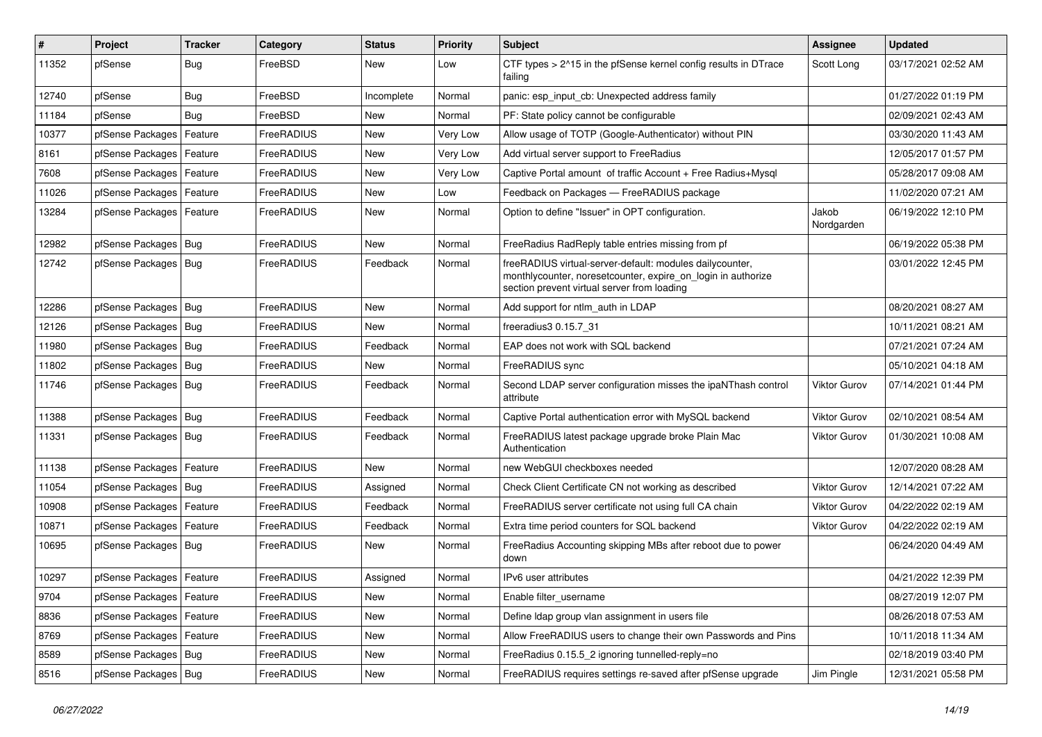| # | Project | Tracker | Category | Status | Priority | Subject | Assignee | Updated |
|---|---|---|---|---|---|---|---|---|
| 11352 | pfSense | Bug | FreeBSD | New | Low | CTF types > 2^15 in the pfSense kernel config results in DTrace failing | Scott Long | 03/17/2021 02:52 AM |
| 12740 | pfSense | Bug | FreeBSD | Incomplete | Normal | panic: esp_input_cb: Unexpected address family | | 01/27/2022 01:19 PM |
| 11184 | pfSense | Bug | FreeBSD | New | Normal | PF: State policy cannot be configurable | | 02/09/2021 02:43 AM |
| 10377 | pfSense Packages | Feature | FreeRADIUS | New | Very Low | Allow usage of TOTP (Google-Authenticator) without PIN | | 03/30/2020 11:43 AM |
| 8161 | pfSense Packages | Feature | FreeRADIUS | New | Very Low | Add virtual server support to FreeRadius | | 12/05/2017 01:57 PM |
| 7608 | pfSense Packages | Feature | FreeRADIUS | New | Very Low | Captive Portal amount of traffic Account + Free Radius+Mysql | | 05/28/2017 09:08 AM |
| 11026 | pfSense Packages | Feature | FreeRADIUS | New | Low | Feedback on Packages — FreeRADIUS package | | 11/02/2020 07:21 AM |
| 13284 | pfSense Packages | Feature | FreeRADIUS | New | Normal | Option to define "Issuer" in OPT configuration. | Jakob Nordgarden | 06/19/2022 12:10 PM |
| 12982 | pfSense Packages | Bug | FreeRADIUS | New | Normal | FreeRadius RadReply table entries missing from pf | | 06/19/2022 05:38 PM |
| 12742 | pfSense Packages | Bug | FreeRADIUS | Feedback | Normal | freeRADIUS virtual-server-default: modules dailycounter, monthlycounter, noresetcounter, expire_on_login in authorize section prevent virtual server from loading | | 03/01/2022 12:45 PM |
| 12286 | pfSense Packages | Bug | FreeRADIUS | New | Normal | Add support for ntlm_auth in LDAP | | 08/20/2021 08:27 AM |
| 12126 | pfSense Packages | Bug | FreeRADIUS | New | Normal | freeradius3 0.15.7_31 | | 10/11/2021 08:21 AM |
| 11980 | pfSense Packages | Bug | FreeRADIUS | Feedback | Normal | EAP does not work with SQL backend | | 07/21/2021 07:24 AM |
| 11802 | pfSense Packages | Bug | FreeRADIUS | New | Normal | FreeRADIUS sync | | 05/10/2021 04:18 AM |
| 11746 | pfSense Packages | Bug | FreeRADIUS | Feedback | Normal | Second LDAP server configuration misses the ipaNThash control attribute | Viktor Gurov | 07/14/2021 01:44 PM |
| 11388 | pfSense Packages | Bug | FreeRADIUS | Feedback | Normal | Captive Portal authentication error with MySQL backend | Viktor Gurov | 02/10/2021 08:54 AM |
| 11331 | pfSense Packages | Bug | FreeRADIUS | Feedback | Normal | FreeRADIUS latest package upgrade broke Plain Mac Authentication | Viktor Gurov | 01/30/2021 10:08 AM |
| 11138 | pfSense Packages | Feature | FreeRADIUS | New | Normal | new WebGUI checkboxes needed | | 12/07/2020 08:28 AM |
| 11054 | pfSense Packages | Bug | FreeRADIUS | Assigned | Normal | Check Client Certificate CN not working as described | Viktor Gurov | 12/14/2021 07:22 AM |
| 10908 | pfSense Packages | Feature | FreeRADIUS | Feedback | Normal | FreeRADIUS server certificate not using full CA chain | Viktor Gurov | 04/22/2022 02:19 AM |
| 10871 | pfSense Packages | Feature | FreeRADIUS | Feedback | Normal | Extra time period counters for SQL backend | Viktor Gurov | 04/22/2022 02:19 AM |
| 10695 | pfSense Packages | Bug | FreeRADIUS | New | Normal | FreeRadius Accounting skipping MBs after reboot due to power down | | 06/24/2020 04:49 AM |
| 10297 | pfSense Packages | Feature | FreeRADIUS | Assigned | Normal | IPv6 user attributes | | 04/21/2022 12:39 PM |
| 9704 | pfSense Packages | Feature | FreeRADIUS | New | Normal | Enable filter_username | | 08/27/2019 12:07 PM |
| 8836 | pfSense Packages | Feature | FreeRADIUS | New | Normal | Define ldap group vlan assignment in users file | | 08/26/2018 07:53 AM |
| 8769 | pfSense Packages | Feature | FreeRADIUS | New | Normal | Allow FreeRADIUS users to change their own Passwords and Pins | | 10/11/2018 11:34 AM |
| 8589 | pfSense Packages | Bug | FreeRADIUS | New | Normal | FreeRadius 0.15.5_2 ignoring tunnelled-reply=no | | 02/18/2019 03:40 PM |
| 8516 | pfSense Packages | Bug | FreeRADIUS | New | Normal | FreeRADIUS requires settings re-saved after pfSense upgrade | Jim Pingle | 12/31/2021 05:58 PM |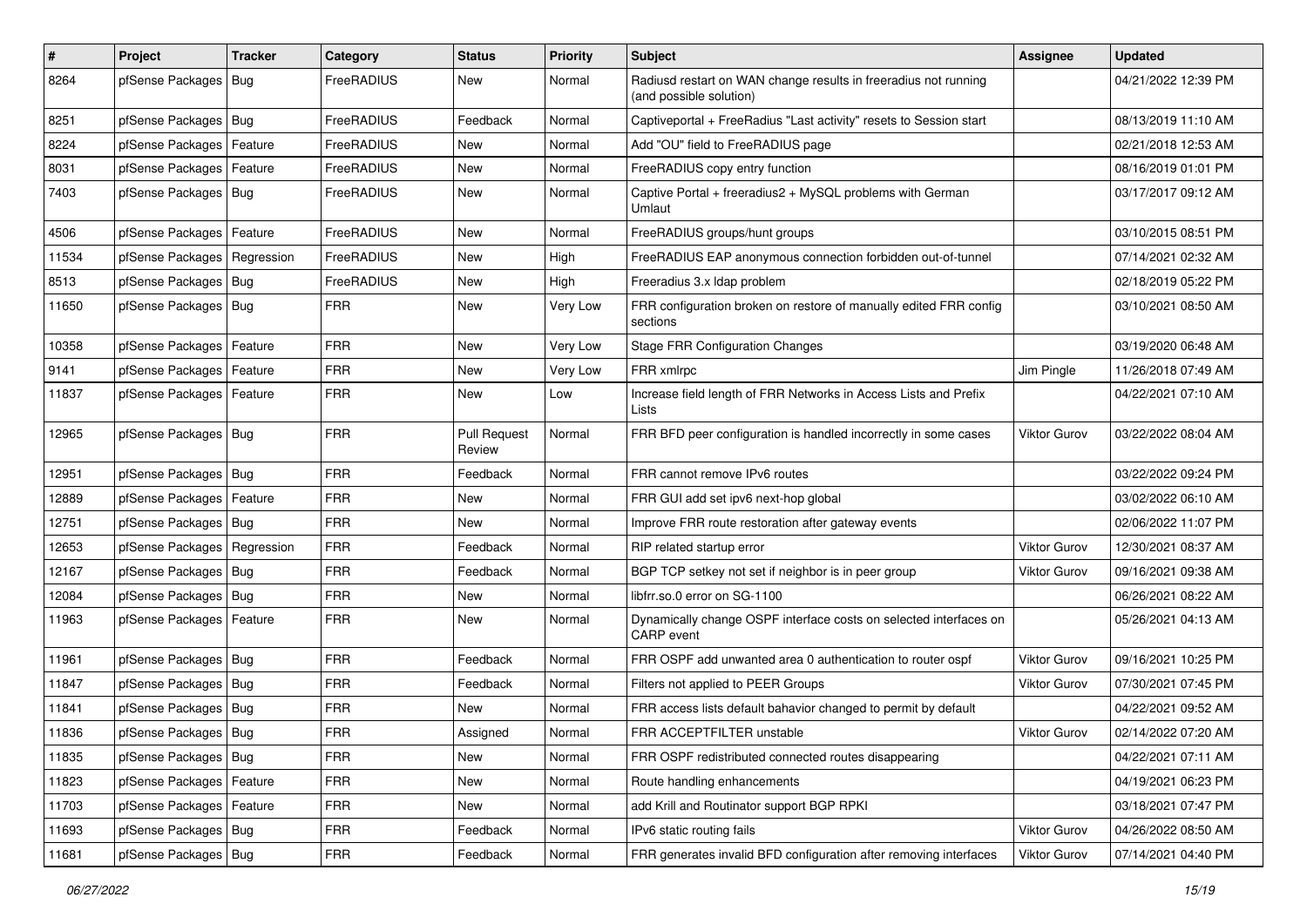| # | Project | Tracker | Category | Status | Priority | Subject | Assignee | Updated |
|---|---|---|---|---|---|---|---|---|
| 8264 | pfSense Packages | Bug | FreeRADIUS | New | Normal | Radiusd restart on WAN change results in freeradius not running (and possible solution) | | 04/21/2022 12:39 PM |
| 8251 | pfSense Packages | Bug | FreeRADIUS | Feedback | Normal | Captiveportal + FreeRadius "Last activity" resets to Session start | | 08/13/2019 11:10 AM |
| 8224 | pfSense Packages | Feature | FreeRADIUS | New | Normal | Add "OU" field to FreeRADIUS page | | 02/21/2018 12:53 AM |
| 8031 | pfSense Packages | Feature | FreeRADIUS | New | Normal | FreeRADIUS copy entry function | | 08/16/2019 01:01 PM |
| 7403 | pfSense Packages | Bug | FreeRADIUS | New | Normal | Captive Portal + freeradius2 + MySQL problems with German Umlaut | | 03/17/2017 09:12 AM |
| 4506 | pfSense Packages | Feature | FreeRADIUS | New | Normal | FreeRADIUS groups/hunt groups | | 03/10/2015 08:51 PM |
| 11534 | pfSense Packages | Regression | FreeRADIUS | New | High | FreeRADIUS EAP anonymous connection forbidden out-of-tunnel | | 07/14/2021 02:32 AM |
| 8513 | pfSense Packages | Bug | FreeRADIUS | New | High | Freeradius 3.x ldap problem | | 02/18/2019 05:22 PM |
| 11650 | pfSense Packages | Bug | FRR | New | Very Low | FRR configuration broken on restore of manually edited FRR config sections | | 03/10/2021 08:50 AM |
| 10358 | pfSense Packages | Feature | FRR | New | Very Low | Stage FRR Configuration Changes | | 03/19/2020 06:48 AM |
| 9141 | pfSense Packages | Feature | FRR | New | Very Low | FRR xmlrpc | Jim Pingle | 11/26/2018 07:49 AM |
| 11837 | pfSense Packages | Feature | FRR | New | Low | Increase field length of FRR Networks in Access Lists and Prefix Lists | | 04/22/2021 07:10 AM |
| 12965 | pfSense Packages | Bug | FRR | Pull Request Review | Normal | FRR BFD peer configuration is handled incorrectly in some cases | Viktor Gurov | 03/22/2022 08:04 AM |
| 12951 | pfSense Packages | Bug | FRR | Feedback | Normal | FRR cannot remove IPv6 routes | | 03/22/2022 09:24 PM |
| 12889 | pfSense Packages | Feature | FRR | New | Normal | FRR GUI add set ipv6 next-hop global | | 03/02/2022 06:10 AM |
| 12751 | pfSense Packages | Bug | FRR | New | Normal | Improve FRR route restoration after gateway events | | 02/06/2022 11:07 PM |
| 12653 | pfSense Packages | Regression | FRR | Feedback | Normal | RIP related startup error | Viktor Gurov | 12/30/2021 08:37 AM |
| 12167 | pfSense Packages | Bug | FRR | Feedback | Normal | BGP TCP setkey not set if neighbor is in peer group | Viktor Gurov | 09/16/2021 09:38 AM |
| 12084 | pfSense Packages | Bug | FRR | New | Normal | libfrr.so.0 error on SG-1100 | | 06/26/2021 08:22 AM |
| 11963 | pfSense Packages | Feature | FRR | New | Normal | Dynamically change OSPF interface costs on selected interfaces on CARP event | | 05/26/2021 04:13 AM |
| 11961 | pfSense Packages | Bug | FRR | Feedback | Normal | FRR OSPF add unwanted area 0 authentication to router ospf | Viktor Gurov | 09/16/2021 10:25 PM |
| 11847 | pfSense Packages | Bug | FRR | Feedback | Normal | Filters not applied to PEER Groups | Viktor Gurov | 07/30/2021 07:45 PM |
| 11841 | pfSense Packages | Bug | FRR | New | Normal | FRR access lists default bahavior changed to permit by default | | 04/22/2021 09:52 AM |
| 11836 | pfSense Packages | Bug | FRR | Assigned | Normal | FRR ACCEPTFILTER unstable | Viktor Gurov | 02/14/2022 07:20 AM |
| 11835 | pfSense Packages | Bug | FRR | New | Normal | FRR OSPF redistributed connected routes disappearing | | 04/22/2021 07:11 AM |
| 11823 | pfSense Packages | Feature | FRR | New | Normal | Route handling enhancements | | 04/19/2021 06:23 PM |
| 11703 | pfSense Packages | Feature | FRR | New | Normal | add Krill and Routinator support BGP RPKI | | 03/18/2021 07:47 PM |
| 11693 | pfSense Packages | Bug | FRR | Feedback | Normal | IPv6 static routing fails | Viktor Gurov | 04/26/2022 08:50 AM |
| 11681 | pfSense Packages | Bug | FRR | Feedback | Normal | FRR generates invalid BFD configuration after removing interfaces | Viktor Gurov | 07/14/2021 04:40 PM |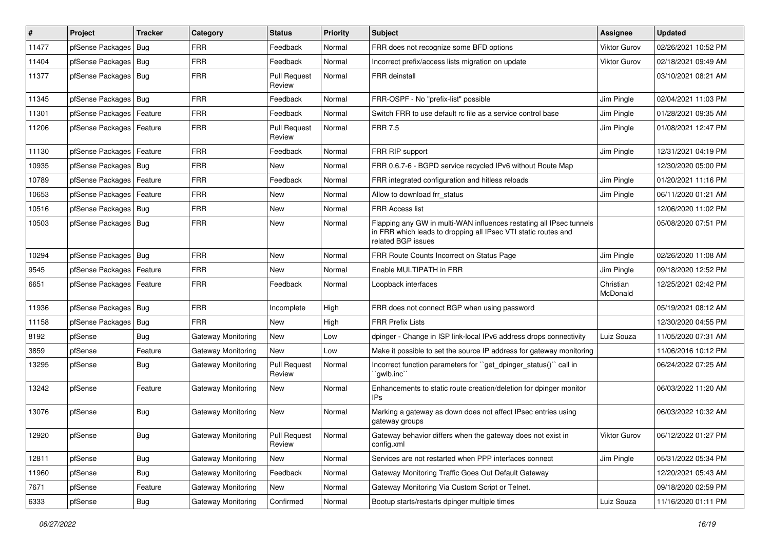| # | Project | Tracker | Category | Status | Priority | Subject | Assignee | Updated |
| --- | --- | --- | --- | --- | --- | --- | --- | --- |
| 11477 | pfSense Packages | Bug | FRR | Feedback | Normal | FRR does not recognize some BFD options | Viktor Gurov | 02/26/2021 10:52 PM |
| 11404 | pfSense Packages | Bug | FRR | Feedback | Normal | Incorrect prefix/access lists migration on update | Viktor Gurov | 02/18/2021 09:49 AM |
| 11377 | pfSense Packages | Bug | FRR | Pull Request Review | Normal | FRR deinstall | | 03/10/2021 08:21 AM |
| 11345 | pfSense Packages | Bug | FRR | Feedback | Normal | FRR-OSPF - No "prefix-list" possible | Jim Pingle | 02/04/2021 11:03 PM |
| 11301 | pfSense Packages | Feature | FRR | Feedback | Normal | Switch FRR to use default rc file as a service control base | Jim Pingle | 01/28/2021 09:35 AM |
| 11206 | pfSense Packages | Feature | FRR | Pull Request Review | Normal | FRR 7.5 | Jim Pingle | 01/08/2021 12:47 PM |
| 11130 | pfSense Packages | Feature | FRR | Feedback | Normal | FRR RIP support | Jim Pingle | 12/31/2021 04:19 PM |
| 10935 | pfSense Packages | Bug | FRR | New | Normal | FRR 0.6.7-6 - BGPD service recycled IPv6 without Route Map | | 12/30/2020 05:00 PM |
| 10789 | pfSense Packages | Feature | FRR | Feedback | Normal | FRR integrated configuration and hitless reloads | Jim Pingle | 01/20/2021 11:16 PM |
| 10653 | pfSense Packages | Feature | FRR | New | Normal | Allow to download frr_status | Jim Pingle | 06/11/2020 01:21 AM |
| 10516 | pfSense Packages | Bug | FRR | New | Normal | FRR Access list | | 12/06/2020 11:02 PM |
| 10503 | pfSense Packages | Bug | FRR | New | Normal | Flapping any GW in multi-WAN influences restating all IPsec tunnels in FRR which leads to dropping all IPsec VTI static routes and related BGP issues | | 05/08/2020 07:51 PM |
| 10294 | pfSense Packages | Bug | FRR | New | Normal | FRR Route Counts Incorrect on Status Page | Jim Pingle | 02/26/2020 11:08 AM |
| 9545 | pfSense Packages | Feature | FRR | New | Normal | Enable MULTIPATH in FRR | Jim Pingle | 09/18/2020 12:52 PM |
| 6651 | pfSense Packages | Feature | FRR | Feedback | Normal | Loopback interfaces | Christian McDonald | 12/25/2021 02:42 PM |
| 11936 | pfSense Packages | Bug | FRR | Incomplete | High | FRR does not connect BGP when using password | | 05/19/2021 08:12 AM |
| 11158 | pfSense Packages | Bug | FRR | New | High | FRR Prefix Lists | | 12/30/2020 04:55 PM |
| 8192 | pfSense | Bug | Gateway Monitoring | New | Low | dpinger - Change in ISP link-local IPv6 address drops connectivity | Luiz Souza | 11/05/2020 07:31 AM |
| 3859 | pfSense | Feature | Gateway Monitoring | New | Low | Make it possible to set the source IP address for gateway monitoring | | 11/06/2016 10:12 PM |
| 13295 | pfSense | Bug | Gateway Monitoring | Pull Request Review | Normal | Incorrect function parameters for ``get_dpinger_status()`` call in ``gwlb.inc`` | | 06/24/2022 07:25 AM |
| 13242 | pfSense | Feature | Gateway Monitoring | New | Normal | Enhancements to static route creation/deletion for dpinger monitor IPs | | 06/03/2022 11:20 AM |
| 13076 | pfSense | Bug | Gateway Monitoring | New | Normal | Marking a gateway as down does not affect IPsec entries using gateway groups | | 06/03/2022 10:32 AM |
| 12920 | pfSense | Bug | Gateway Monitoring | Pull Request Review | Normal | Gateway behavior differs when the gateway does not exist in config.xml | Viktor Gurov | 06/12/2022 01:27 PM |
| 12811 | pfSense | Bug | Gateway Monitoring | New | Normal | Services are not restarted when PPP interfaces connect | Jim Pingle | 05/31/2022 05:34 PM |
| 11960 | pfSense | Bug | Gateway Monitoring | Feedback | Normal | Gateway Monitoring Traffic Goes Out Default Gateway | | 12/20/2021 05:43 AM |
| 7671 | pfSense | Feature | Gateway Monitoring | New | Normal | Gateway Monitoring Via Custom Script or Telnet. | | 09/18/2020 02:59 PM |
| 6333 | pfSense | Bug | Gateway Monitoring | Confirmed | Normal | Bootup starts/restarts dpinger multiple times | Luiz Souza | 11/16/2020 01:11 PM |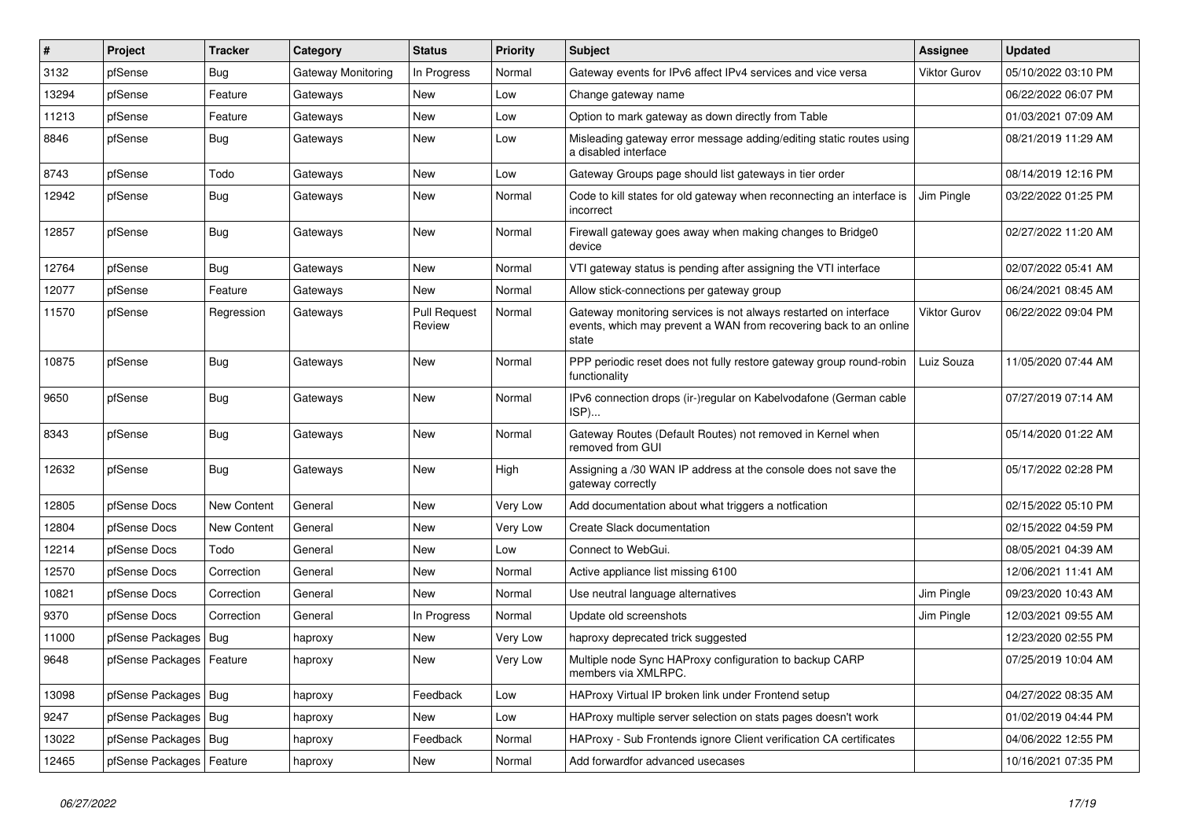| # | Project | Tracker | Category | Status | Priority | Subject | Assignee | Updated |
| --- | --- | --- | --- | --- | --- | --- | --- | --- |
| 3132 | pfSense | Bug | Gateway Monitoring | In Progress | Normal | Gateway events for IPv6 affect IPv4 services and vice versa | Viktor Gurov | 05/10/2022 03:10 PM |
| 13294 | pfSense | Feature | Gateways | New | Low | Change gateway name | | 06/22/2022 06:07 PM |
| 11213 | pfSense | Feature | Gateways | New | Low | Option to mark gateway as down directly from Table | | 01/03/2021 07:09 AM |
| 8846 | pfSense | Bug | Gateways | New | Low | Misleading gateway error message adding/editing static routes using a disabled interface | | 08/21/2019 11:29 AM |
| 8743 | pfSense | Todo | Gateways | New | Low | Gateway Groups page should list gateways in tier order | | 08/14/2019 12:16 PM |
| 12942 | pfSense | Bug | Gateways | New | Normal | Code to kill states for old gateway when reconnecting an interface is incorrect | Jim Pingle | 03/22/2022 01:25 PM |
| 12857 | pfSense | Bug | Gateways | New | Normal | Firewall gateway goes away when making changes to Bridge0 device | | 02/27/2022 11:20 AM |
| 12764 | pfSense | Bug | Gateways | New | Normal | VTI gateway status is pending after assigning the VTI interface | | 02/07/2022 05:41 AM |
| 12077 | pfSense | Feature | Gateways | New | Normal | Allow stick-connections per gateway group | | 06/24/2021 08:45 AM |
| 11570 | pfSense | Regression | Gateways | Pull Request Review | Normal | Gateway monitoring services is not always restarted on interface events, which may prevent a WAN from recovering back to an online state | Viktor Gurov | 06/22/2022 09:04 PM |
| 10875 | pfSense | Bug | Gateways | New | Normal | PPP periodic reset does not fully restore gateway group round-robin functionality | Luiz Souza | 11/05/2020 07:44 AM |
| 9650 | pfSense | Bug | Gateways | New | Normal | IPv6 connection drops (ir-)regular on Kabelvodafone (German cable ISP)... | | 07/27/2019 07:14 AM |
| 8343 | pfSense | Bug | Gateways | New | Normal | Gateway Routes (Default Routes) not removed in Kernel when removed from GUI | | 05/14/2020 01:22 AM |
| 12632 | pfSense | Bug | Gateways | New | High | Assigning a /30 WAN IP address at the console does not save the gateway correctly | | 05/17/2022 02:28 PM |
| 12805 | pfSense Docs | New Content | General | New | Very Low | Add documentation about what triggers a notfication | | 02/15/2022 05:10 PM |
| 12804 | pfSense Docs | New Content | General | New | Very Low | Create Slack documentation | | 02/15/2022 04:59 PM |
| 12214 | pfSense Docs | Todo | General | New | Low | Connect to WebGui. | | 08/05/2021 04:39 AM |
| 12570 | pfSense Docs | Correction | General | New | Normal | Active appliance list missing 6100 | | 12/06/2021 11:41 AM |
| 10821 | pfSense Docs | Correction | General | New | Normal | Use neutral language alternatives | Jim Pingle | 09/23/2020 10:43 AM |
| 9370 | pfSense Docs | Correction | General | In Progress | Normal | Update old screenshots | Jim Pingle | 12/03/2021 09:55 AM |
| 11000 | pfSense Packages | Bug | haproxy | New | Very Low | haproxy deprecated trick suggested | | 12/23/2020 02:55 PM |
| 9648 | pfSense Packages | Feature | haproxy | New | Very Low | Multiple node Sync HAProxy configuration to backup CARP members via XMLRPC. | | 07/25/2019 10:04 AM |
| 13098 | pfSense Packages | Bug | haproxy | Feedback | Low | HAProxy Virtual IP broken link under Frontend setup | | 04/27/2022 08:35 AM |
| 9247 | pfSense Packages | Bug | haproxy | New | Low | HAProxy multiple server selection on stats pages doesn't work | | 01/02/2019 04:44 PM |
| 13022 | pfSense Packages | Bug | haproxy | Feedback | Normal | HAProxy - Sub Frontends ignore Client verification CA certificates | | 04/06/2022 12:55 PM |
| 12465 | pfSense Packages | Feature | haproxy | New | Normal | Add forwardfor advanced usecases | | 10/16/2021 07:35 PM |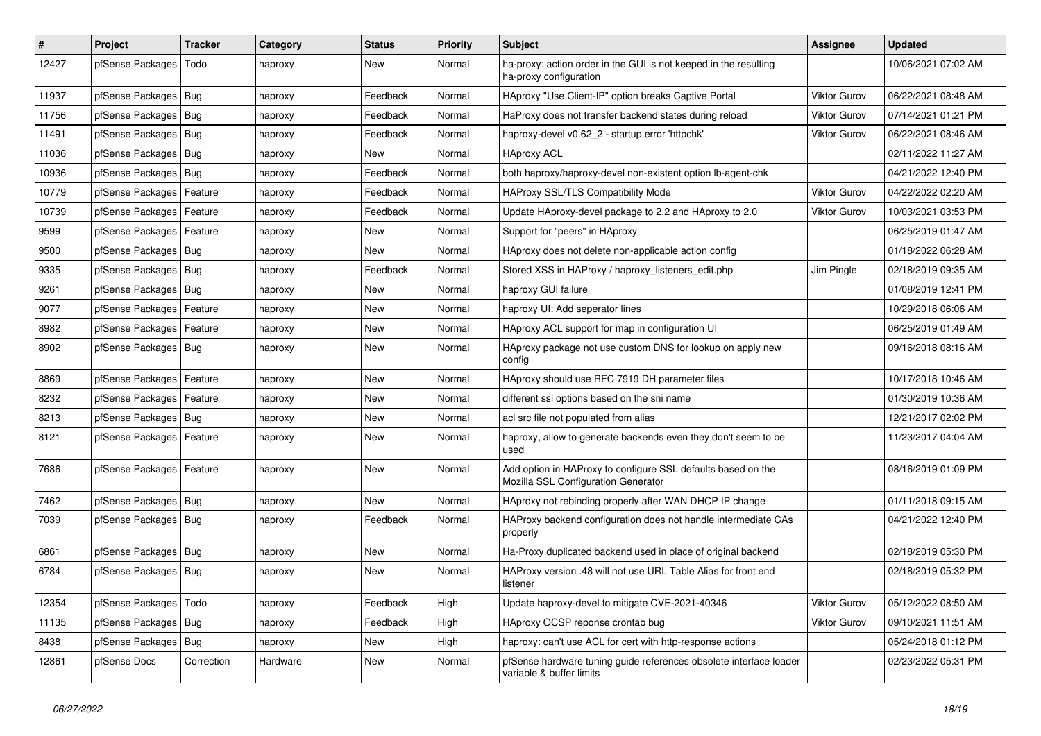| # | Project | Tracker | Category | Status | Priority | Subject | Assignee | Updated |
|---|---|---|---|---|---|---|---|---|
| 12427 | pfSense Packages | Todo | haproxy | New | Normal | ha-proxy: action order in the GUI is not keeped in the resulting ha-proxy configuration | | 10/06/2021 07:02 AM |
| 11937 | pfSense Packages | Bug | haproxy | Feedback | Normal | HAproxy "Use Client-IP" option breaks Captive Portal | Viktor Gurov | 06/22/2021 08:48 AM |
| 11756 | pfSense Packages | Bug | haproxy | Feedback | Normal | HaProxy does not transfer backend states during reload | Viktor Gurov | 07/14/2021 01:21 PM |
| 11491 | pfSense Packages | Bug | haproxy | Feedback | Normal | haproxy-devel v0.62_2 - startup error 'httpchk' | Viktor Gurov | 06/22/2021 08:46 AM |
| 11036 | pfSense Packages | Bug | haproxy | New | Normal | HAproxy ACL | | 02/11/2022 11:27 AM |
| 10936 | pfSense Packages | Bug | haproxy | Feedback | Normal | both haproxy/haproxy-devel non-existent option lb-agent-chk | | 04/21/2022 12:40 PM |
| 10779 | pfSense Packages | Feature | haproxy | Feedback | Normal | HAProxy SSL/TLS Compatibility Mode | Viktor Gurov | 04/22/2022 02:20 AM |
| 10739 | pfSense Packages | Feature | haproxy | Feedback | Normal | Update HAproxy-devel package to 2.2 and HAproxy to 2.0 | Viktor Gurov | 10/03/2021 03:53 PM |
| 9599 | pfSense Packages | Feature | haproxy | New | Normal | Support for "peers" in HAproxy | | 06/25/2019 01:47 AM |
| 9500 | pfSense Packages | Bug | haproxy | New | Normal | HAproxy does not delete non-applicable action config | | 01/18/2022 06:28 AM |
| 9335 | pfSense Packages | Bug | haproxy | Feedback | Normal | Stored XSS in HAProxy / haproxy_listeners_edit.php | Jim Pingle | 02/18/2019 09:35 AM |
| 9261 | pfSense Packages | Bug | haproxy | New | Normal | haproxy GUI failure | | 01/08/2019 12:41 PM |
| 9077 | pfSense Packages | Feature | haproxy | New | Normal | haproxy UI: Add seperator lines | | 10/29/2018 06:06 AM |
| 8982 | pfSense Packages | Feature | haproxy | New | Normal | HAproxy ACL support for map in configuration UI | | 06/25/2019 01:49 AM |
| 8902 | pfSense Packages | Bug | haproxy | New | Normal | HAproxy package not use custom DNS for lookup on apply new config | | 09/16/2018 08:16 AM |
| 8869 | pfSense Packages | Feature | haproxy | New | Normal | HAproxy should use RFC 7919 DH parameter files | | 10/17/2018 10:46 AM |
| 8232 | pfSense Packages | Feature | haproxy | New | Normal | different ssl options based on the sni name | | 01/30/2019 10:36 AM |
| 8213 | pfSense Packages | Bug | haproxy | New | Normal | acl src file not populated from alias | | 12/21/2017 02:02 PM |
| 8121 | pfSense Packages | Feature | haproxy | New | Normal | haproxy, allow to generate backends even they don't seem to be used | | 11/23/2017 04:04 AM |
| 7686 | pfSense Packages | Feature | haproxy | New | Normal | Add option in HAProxy to configure SSL defaults based on the Mozilla SSL Configuration Generator | | 08/16/2019 01:09 PM |
| 7462 | pfSense Packages | Bug | haproxy | New | Normal | HAproxy not rebinding properly after WAN DHCP IP change | | 01/11/2018 09:15 AM |
| 7039 | pfSense Packages | Bug | haproxy | Feedback | Normal | HAProxy backend configuration does not handle intermediate CAs properly | | 04/21/2022 12:40 PM |
| 6861 | pfSense Packages | Bug | haproxy | New | Normal | Ha-Proxy duplicated backend used in place of original backend | | 02/18/2019 05:30 PM |
| 6784 | pfSense Packages | Bug | haproxy | New | Normal | HAProxy version .48 will not use URL Table Alias for front end listener | | 02/18/2019 05:32 PM |
| 12354 | pfSense Packages | Todo | haproxy | Feedback | High | Update haproxy-devel to mitigate CVE-2021-40346 | Viktor Gurov | 05/12/2022 08:50 AM |
| 11135 | pfSense Packages | Bug | haproxy | Feedback | High | HAproxy OCSP reponse crontab bug | Viktor Gurov | 09/10/2021 11:51 AM |
| 8438 | pfSense Packages | Bug | haproxy | New | High | haproxy: can't use ACL for cert with http-response actions | | 05/24/2018 01:12 PM |
| 12861 | pfSense Docs | Correction | Hardware | New | Normal | pfSense hardware tuning guide references obsolete interface loader variable & buffer limits | | 02/23/2022 05:31 PM |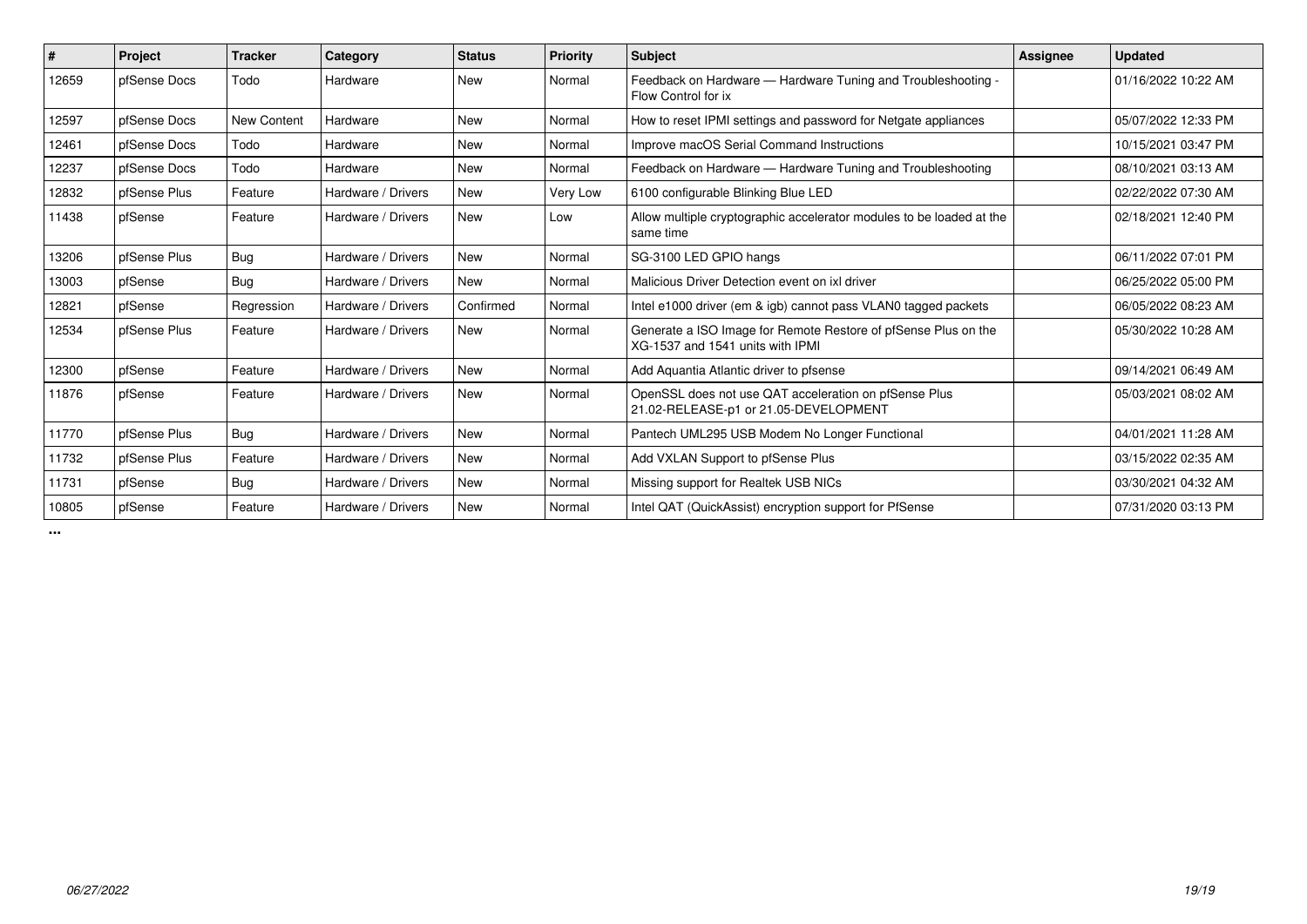| # | Project | Tracker | Category | Status | Priority | Subject | Assignee | Updated |
|---|---|---|---|---|---|---|---|---|
| 12659 | pfSense Docs | Todo | Hardware | New | Normal | Feedback on Hardware — Hardware Tuning and Troubleshooting - Flow Control for ix | | 01/16/2022 10:22 AM |
| 12597 | pfSense Docs | New Content | Hardware | New | Normal | How to reset IPMI settings and password for Netgate appliances | | 05/07/2022 12:33 PM |
| 12461 | pfSense Docs | Todo | Hardware | New | Normal | Improve macOS Serial Command Instructions | | 10/15/2021 03:47 PM |
| 12237 | pfSense Docs | Todo | Hardware | New | Normal | Feedback on Hardware — Hardware Tuning and Troubleshooting | | 08/10/2021 03:13 AM |
| 12832 | pfSense Plus | Feature | Hardware / Drivers | New | Very Low | 6100 configurable Blinking Blue LED | | 02/22/2022 07:30 AM |
| 11438 | pfSense | Feature | Hardware / Drivers | New | Low | Allow multiple cryptographic accelerator modules to be loaded at the same time | | 02/18/2021 12:40 PM |
| 13206 | pfSense Plus | Bug | Hardware / Drivers | New | Normal | SG-3100 LED GPIO hangs | | 06/11/2022 07:01 PM |
| 13003 | pfSense | Bug | Hardware / Drivers | New | Normal | Malicious Driver Detection event on ixl driver | | 06/25/2022 05:00 PM |
| 12821 | pfSense | Regression | Hardware / Drivers | Confirmed | Normal | Intel e1000 driver (em & igb) cannot pass VLAN0 tagged packets | | 06/05/2022 08:23 AM |
| 12534 | pfSense Plus | Feature | Hardware / Drivers | New | Normal | Generate a ISO Image for Remote Restore of pfSense Plus on the XG-1537 and 1541 units with IPMI | | 05/30/2022 10:28 AM |
| 12300 | pfSense | Feature | Hardware / Drivers | New | Normal | Add Aquantia Atlantic driver to pfsense | | 09/14/2021 06:49 AM |
| 11876 | pfSense | Feature | Hardware / Drivers | New | Normal | OpenSSL does not use QAT acceleration on pfSense Plus 21.02-RELEASE-p1 or 21.05-DEVELOPMENT | | 05/03/2021 08:02 AM |
| 11770 | pfSense Plus | Bug | Hardware / Drivers | New | Normal | Pantech UML295 USB Modem No Longer Functional | | 04/01/2021 11:28 AM |
| 11732 | pfSense Plus | Feature | Hardware / Drivers | New | Normal | Add VXLAN Support to pfSense Plus | | 03/15/2022 02:35 AM |
| 11731 | pfSense | Bug | Hardware / Drivers | New | Normal | Missing support for Realtek USB NICs | | 03/30/2021 04:32 AM |
| 10805 | pfSense | Feature | Hardware / Drivers | New | Normal | Intel QAT (QuickAssist) encryption support for PfSense | | 07/31/2020 03:13 PM |

...